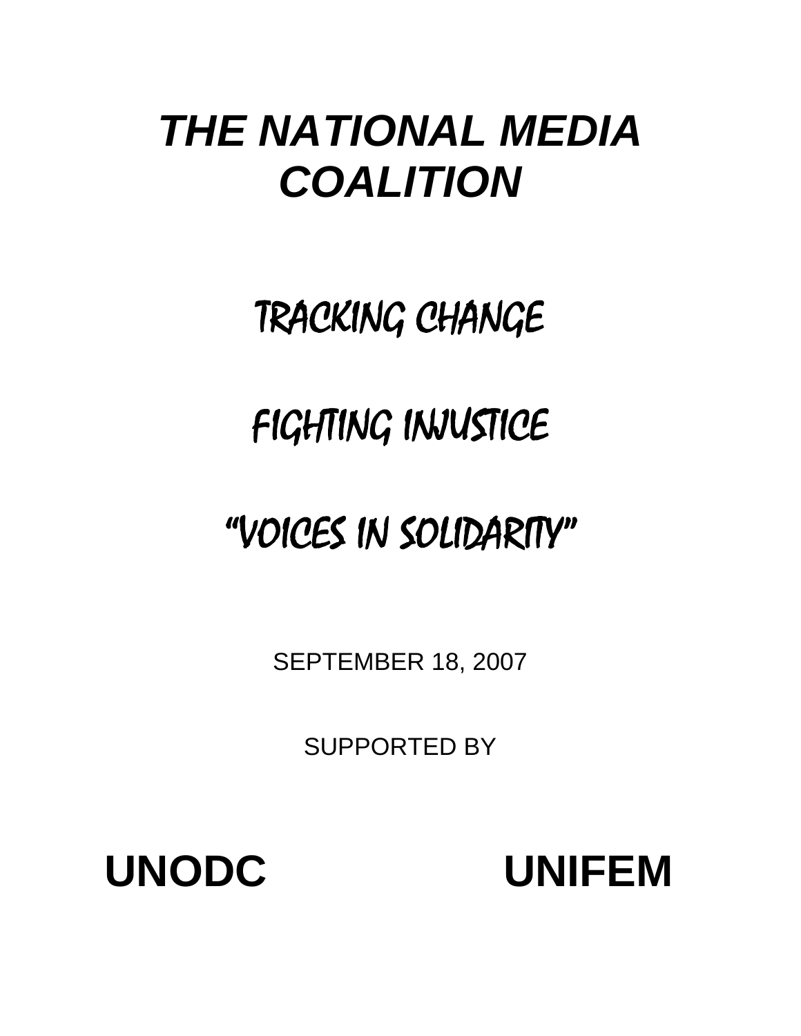# *THE NATIONAL MEDIA COALITION*

## TRACKING CHANGE

## FIGHTING INJUSTICE

## "VOICES IN SOLIDARITY"

SEPTEMBER 18, 2007

SUPPORTED BY

**UNODC** **UNIFEM**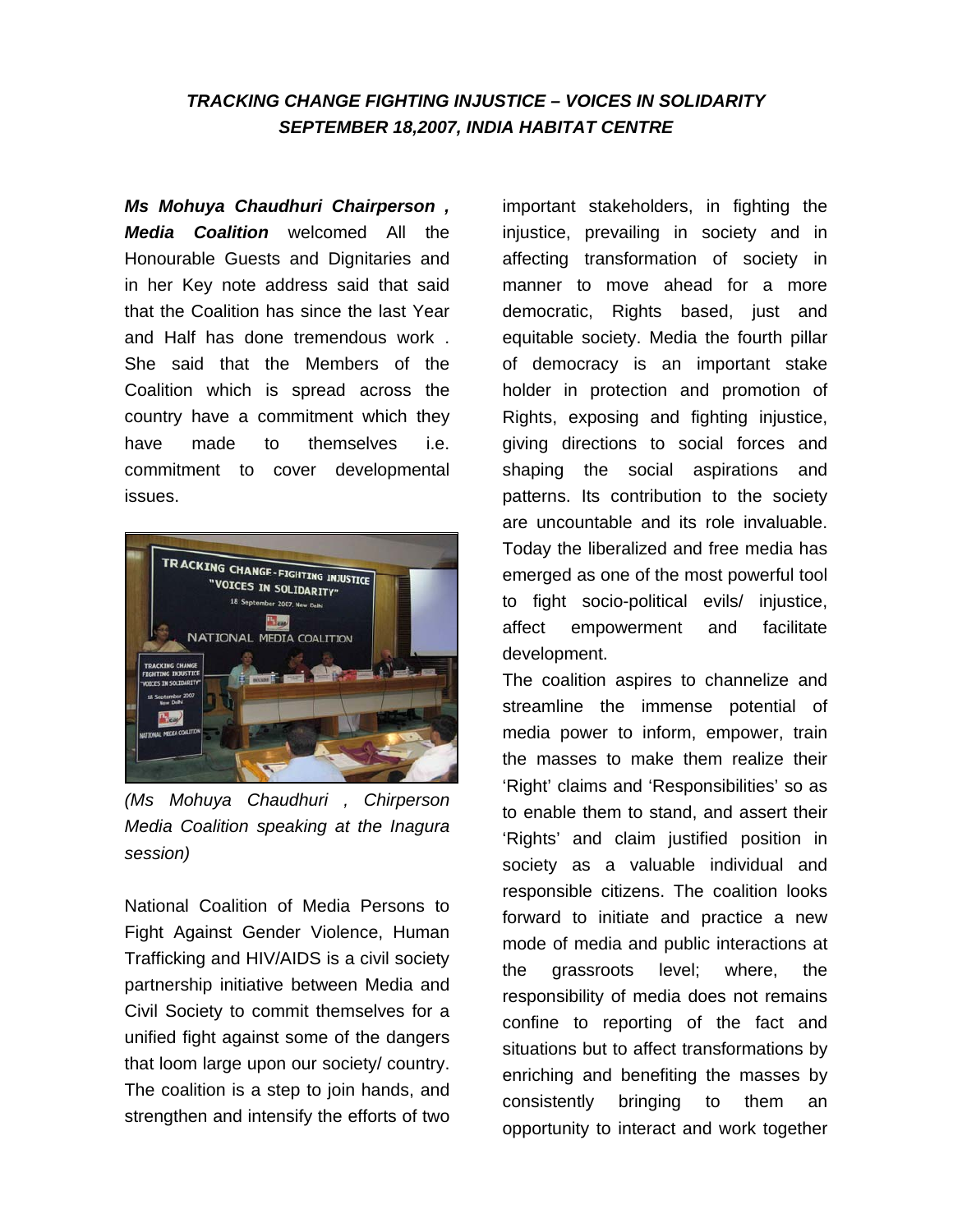***TRACKING CHANGE FIGHTING INJUSTICE – VOICES IN SOLIDARITY***
***SEPTEMBER 18,2007, INDIA HABITAT CENTRE***

***Ms Mohuya Chaudhuri Chairperson , Media Coalition*** welcomed All the Honourable Guests and Dignitaries and in her Key note address said that said that the Coalition has since the last Year and Half has done tremendous work . She said that the Members of the Coalition which is spread across the country have a commitment which they have made to themselves i.e. commitment to cover developmental issues.

*(Ms Mohuya Chaudhuri , Chirperson Media Coalition speaking at the Inagura session)*

National Coalition of Media Persons to Fight Against Gender Violence, Human Trafficking and HIV/AIDS is a civil society partnership initiative between Media and Civil Society to commit themselves for a unified fight against some of the dangers that loom large upon our society/ country. The coalition is a step to join hands, and strengthen and intensify the efforts of two important stakeholders, in fighting the injustice, prevailing in society and in affecting transformation of society in manner to move ahead for a more democratic, Rights based, just and equitable society. Media the fourth pillar of democracy is an important stake holder in protection and promotion of Rights, exposing and fighting injustice, giving directions to social forces and shaping the social aspirations and patterns. Its contribution to the society are uncountable and its role invaluable. Today the liberalized and free media has emerged as one of the most powerful tool to fight socio-political evils/ injustice, affect empowerment and facilitate development.

The coalition aspires to channelize and streamline the immense potential of media power to inform, empower, train the masses to make them realize their 'Right' claims and 'Responsibilities' so as to enable them to stand, and assert their 'Rights' and claim justified position in society as a valuable individual and responsible citizens. The coalition looks forward to initiate and practice a new mode of media and public interactions at the grassroots level; where, the responsibility of media does not remains confine to reporting of the fact and situations but to affect transformations by enriching and benefiting the masses by consistently bringing to them an opportunity to interact and work together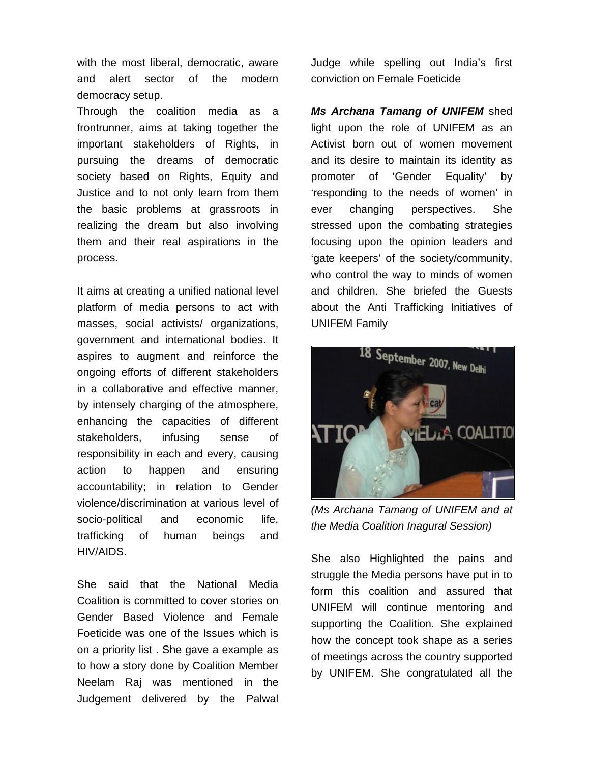with the most liberal, democratic, aware and alert sector of the modern democracy setup.

Through the coalition media as a frontrunner, aims at taking together the important stakeholders of Rights, in pursuing the dreams of democratic society based on Rights, Equity and Justice and to not only learn from them the basic problems at grassroots in realizing the dream but also involving them and their real aspirations in the process.

It aims at creating a unified national level platform of media persons to act with masses, social activists/ organizations, government and international bodies. It aspires to augment and reinforce the ongoing efforts of different stakeholders in a collaborative and effective manner, by intensely charging of the atmosphere, enhancing the capacities of different stakeholders, infusing sense of responsibility in each and every, causing action to happen and ensuring accountability; in relation to Gender violence/discrimination at various level of socio-political and economic life, trafficking of human beings and HIV/AIDS.

She said that the National Media Coalition is committed to cover stories on Gender Based Violence and Female Foeticide was one of the Issues which is on a priority list . She gave a example as to how a story done by Coalition Member Neelam Raj was mentioned in the Judgement delivered by the Palwal Judge while spelling out India's first conviction on Female Foeticide

***Ms Archana Tamang of UNIFEM*** shed light upon the role of UNIFEM as an Activist born out of women movement and its desire to maintain its identity as promoter of 'Gender Equality' by 'responding to the needs of women' in ever changing perspectives. She stressed upon the combating strategies focusing upon the opinion leaders and 'gate keepers' of the society/community, who control the way to minds of women and children. She briefed the Guests about the Anti Trafficking Initiatives of UNIFEM Family

*(Ms Archana Tamang of UNIFEM and at the Media Coalition Inagural Session)*

She also Highlighted the pains and struggle the Media persons have put in to form this coalition and assured that UNIFEM will continue mentoring and supporting the Coalition. She explained how the concept took shape as a series of meetings across the country supported by UNIFEM. She congratulated all the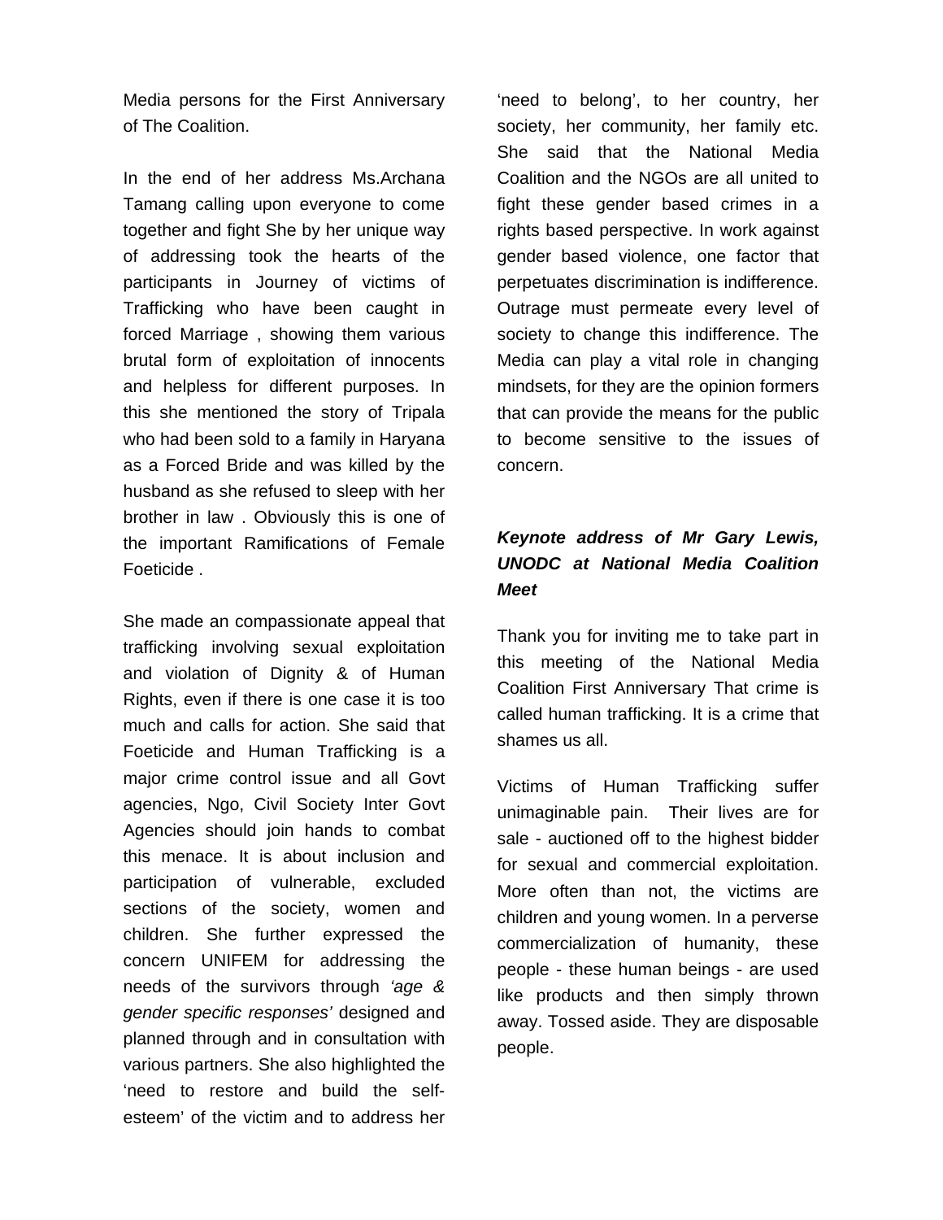Media persons for the First Anniversary of The Coalition.

In the end of her address Ms.Archana Tamang calling upon everyone to come together and fight She by her unique way of addressing took the hearts of the participants in Journey of victims of Trafficking who have been caught in forced Marriage , showing them various brutal form of exploitation of innocents and helpless for different purposes. In this she mentioned the story of Tripala who had been sold to a family in Haryana as a Forced Bride and was killed by the husband as she refused to sleep with her brother in law . Obviously this is one of the important Ramifications of Female Foeticide .

She made an compassionate appeal that trafficking involving sexual exploitation and violation of Dignity & of Human Rights, even if there is one case it is too much and calls for action. She said that Foeticide and Human Trafficking is a major crime control issue and all Govt agencies, Ngo, Civil Society Inter Govt Agencies should join hands to combat this menace. It is about inclusion and participation of vulnerable, excluded sections of the society, women and children. She further expressed the concern UNIFEM for addressing the needs of the survivors through *'age & gender specific responses'* designed and planned through and in consultation with various partners. She also highlighted the 'need to restore and build the self-esteem' of the victim and to address her 'need to belong', to her country, her society, her community, her family etc. She said that the National Media Coalition and the NGOs are all united to fight these gender based crimes in a rights based perspective. In work against gender based violence, one factor that perpetuates discrimination is indifference. Outrage must permeate every level of society to change this indifference. The Media can play a vital role in changing mindsets, for they are the opinion formers that can provide the means for the public to become sensitive to the issues of concern.

***Keynote address of Mr Gary Lewis, UNODC at National Media Coalition Meet***

Thank you for inviting me to take part in this meeting of the National Media Coalition First Anniversary That crime is called human trafficking. It is a crime that shames us all.

Victims of Human Trafficking suffer unimaginable pain. Their lives are for sale - auctioned off to the highest bidder for sexual and commercial exploitation. More often than not, the victims are children and young women. In a perverse commercialization of humanity, these people - these human beings - are used like products and then simply thrown away. Tossed aside. They are disposable people.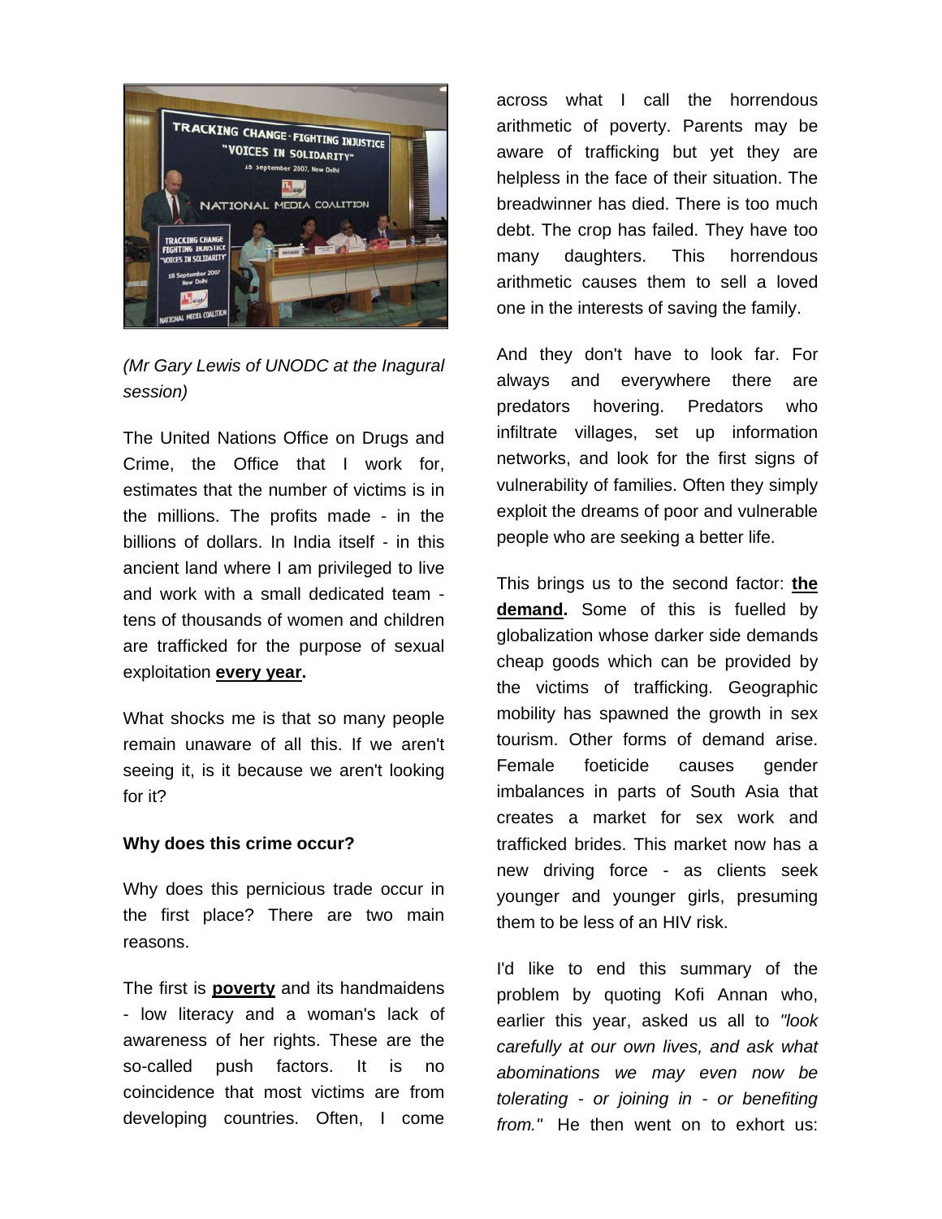*(Mr Gary Lewis of UNODC at the Inagural session)*

The United Nations Office on Drugs and Crime, the Office that I work for, estimates that the number of victims is in the millions. The profits made - in the billions of dollars. In India itself - in this ancient land where I am privileged to live and work with a small dedicated team - tens of thousands of women and children are trafficked for the purpose of sexual exploitation **every year.**

What shocks me is that so many people remain unaware of all this. If we aren't seeing it, is it because we aren't looking for it?

**Why does this crime occur?**

Why does this pernicious trade occur in the first place? There are two main reasons.

The first is **poverty** and its handmaidens - low literacy and a woman's lack of awareness of her rights. These are the so-called push factors. It is no coincidence that most victims are from developing countries. Often, I come across what I call the horrendous arithmetic of poverty. Parents may be aware of trafficking but yet they are helpless in the face of their situation. The breadwinner has died. There is too much debt. The crop has failed. They have too many daughters. This horrendous arithmetic causes them to sell a loved one in the interests of saving the family.

And they don't have to look far. For always and everywhere there are predators hovering. Predators who infiltrate villages, set up information networks, and look for the first signs of vulnerability of families. Often they simply exploit the dreams of poor and vulnerable people who are seeking a better life.

This brings us to the second factor: **the demand.** Some of this is fuelled by globalization whose darker side demands cheap goods which can be provided by the victims of trafficking. Geographic mobility has spawned the growth in sex tourism. Other forms of demand arise. Female foeticide causes gender imbalances in parts of South Asia that creates a market for sex work and trafficked brides. This market now has a new driving force - as clients seek younger and younger girls, presuming them to be less of an HIV risk.

I'd like to end this summary of the problem by quoting Kofi Annan who, earlier this year, asked us all to *"look carefully at our own lives, and ask what abominations we may even now be tolerating - or joining in - or benefiting from."* He then went on to exhort us: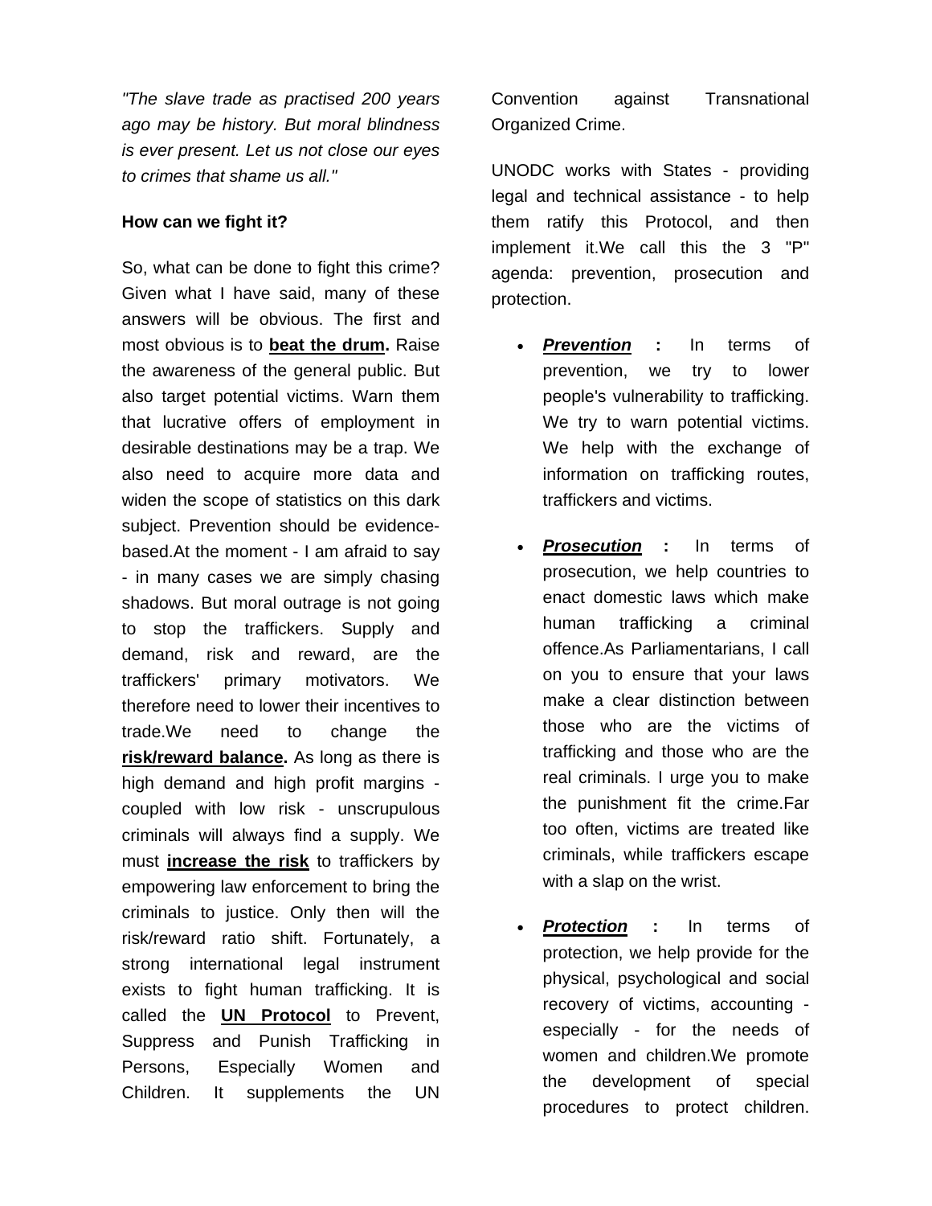*"The slave trade as practised 200 years ago may be history. But moral blindness is ever present. Let us not close our eyes to crimes that shame us all."*

**How can we fight it?**

So, what can be done to fight this crime? Given what I have said, many of these answers will be obvious. The first and most obvious is to **beat the drum.** Raise the awareness of the general public. But also target potential victims. Warn them that lucrative offers of employment in desirable destinations may be a trap. We also need to acquire more data and widen the scope of statistics on this dark subject. Prevention should be evidence-based.At the moment - I am afraid to say - in many cases we are simply chasing shadows. But moral outrage is not going to stop the traffickers. Supply and demand, risk and reward, are the traffickers' primary motivators. We therefore need to lower their incentives to trade.We need to change the **risk/reward balance.** As long as there is high demand and high profit margins - coupled with low risk - unscrupulous criminals will always find a supply. We must **increase the risk** to traffickers by empowering law enforcement to bring the criminals to justice. Only then will the risk/reward ratio shift. Fortunately, a strong international legal instrument exists to fight human trafficking. It is called the **UN Protocol** to Prevent, Suppress and Punish Trafficking in Persons, Especially Women and Children. It supplements the UN Convention against Transnational Organized Crime.

UNODC works with States - providing legal and technical assistance - to help them ratify this Protocol, and then implement it.We call this the 3 "P" agenda: prevention, prosecution and protection.

- ***Prevention*** **:** In terms of prevention, we try to lower people's vulnerability to trafficking. We try to warn potential victims. We help with the exchange of information on trafficking routes, traffickers and victims.
- ***Prosecution*** **:** In terms of prosecution, we help countries to enact domestic laws which make human trafficking a criminal offence.As Parliamentarians, I call on you to ensure that your laws make a clear distinction between those who are the victims of trafficking and those who are the real criminals. I urge you to make the punishment fit the crime.Far too often, victims are treated like criminals, while traffickers escape with a slap on the wrist.
- ***Protection*** **:** In terms of protection, we help provide for the physical, psychological and social recovery of victims, accounting - especially - for the needs of women and children.We promote the development of special procedures to protect children.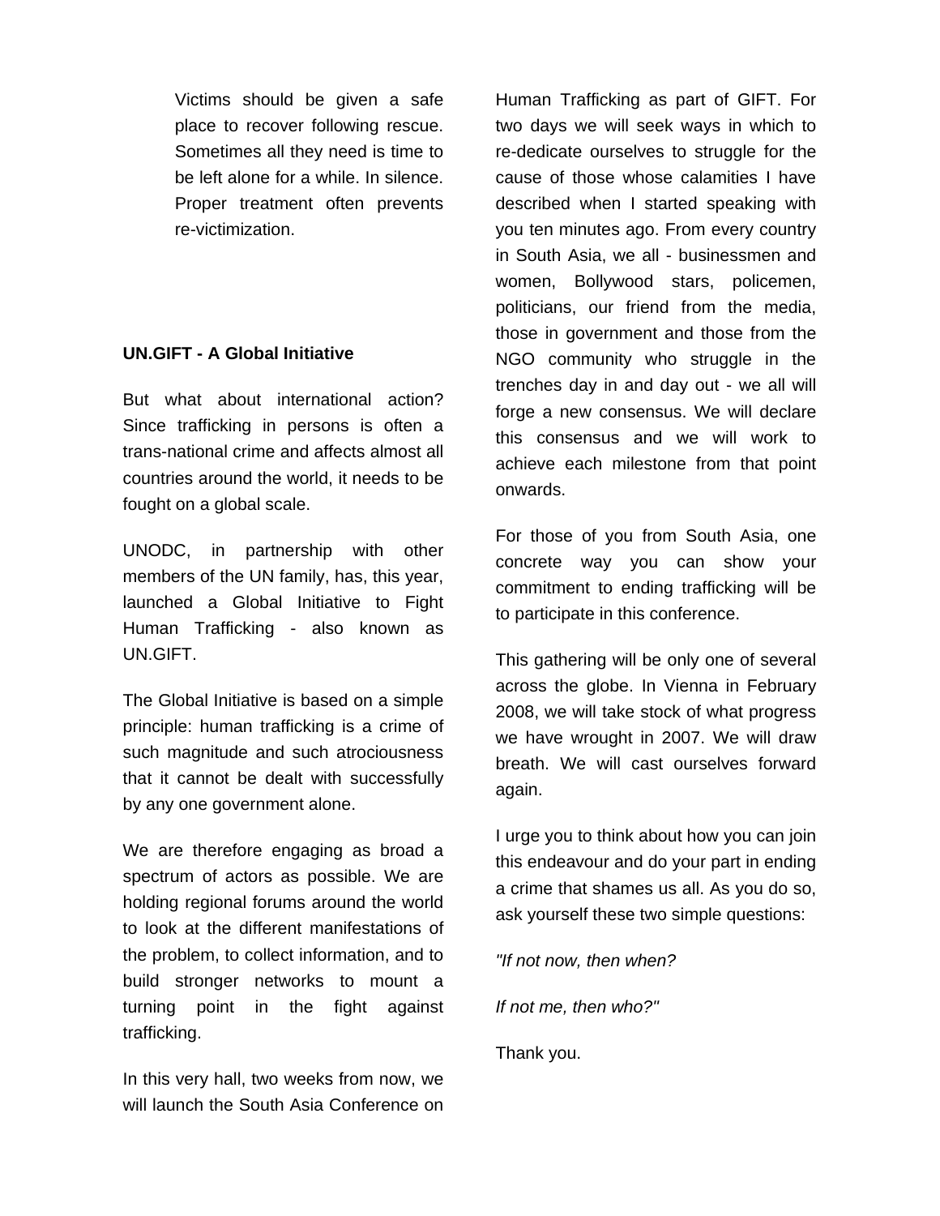Victims should be given a safe place to recover following rescue. Sometimes all they need is time to be left alone for a while. In silence. Proper treatment often prevents re-victimization.

**UN.GIFT - A Global Initiative**

But what about international action? Since trafficking in persons is often a trans-national crime and affects almost all countries around the world, it needs to be fought on a global scale.

UNODC, in partnership with other members of the UN family, has, this year, launched a Global Initiative to Fight Human Trafficking - also known as UN.GIFT.

The Global Initiative is based on a simple principle: human trafficking is a crime of such magnitude and such atrociousness that it cannot be dealt with successfully by any one government alone.

We are therefore engaging as broad a spectrum of actors as possible. We are holding regional forums around the world to look at the different manifestations of the problem, to collect information, and to build stronger networks to mount a turning point in the fight against trafficking.

In this very hall, two weeks from now, we will launch the South Asia Conference on Human Trafficking as part of GIFT. For two days we will seek ways in which to re-dedicate ourselves to struggle for the cause of those whose calamities I have described when I started speaking with you ten minutes ago. From every country in South Asia, we all - businessmen and women, Bollywood stars, policemen, politicians, our friend from the media, those in government and those from the NGO community who struggle in the trenches day in and day out - we all will forge a new consensus. We will declare this consensus and we will work to achieve each milestone from that point onwards.

For those of you from South Asia, one concrete way you can show your commitment to ending trafficking will be to participate in this conference.

This gathering will be only one of several across the globe. In Vienna in February 2008, we will take stock of what progress we have wrought in 2007. We will draw breath. We will cast ourselves forward again.

I urge you to think about how you can join this endeavour and do your part in ending a crime that shames us all. As you do so, ask yourself these two simple questions:

*"If not now, then when?*

*If not me, then who?"*

Thank you.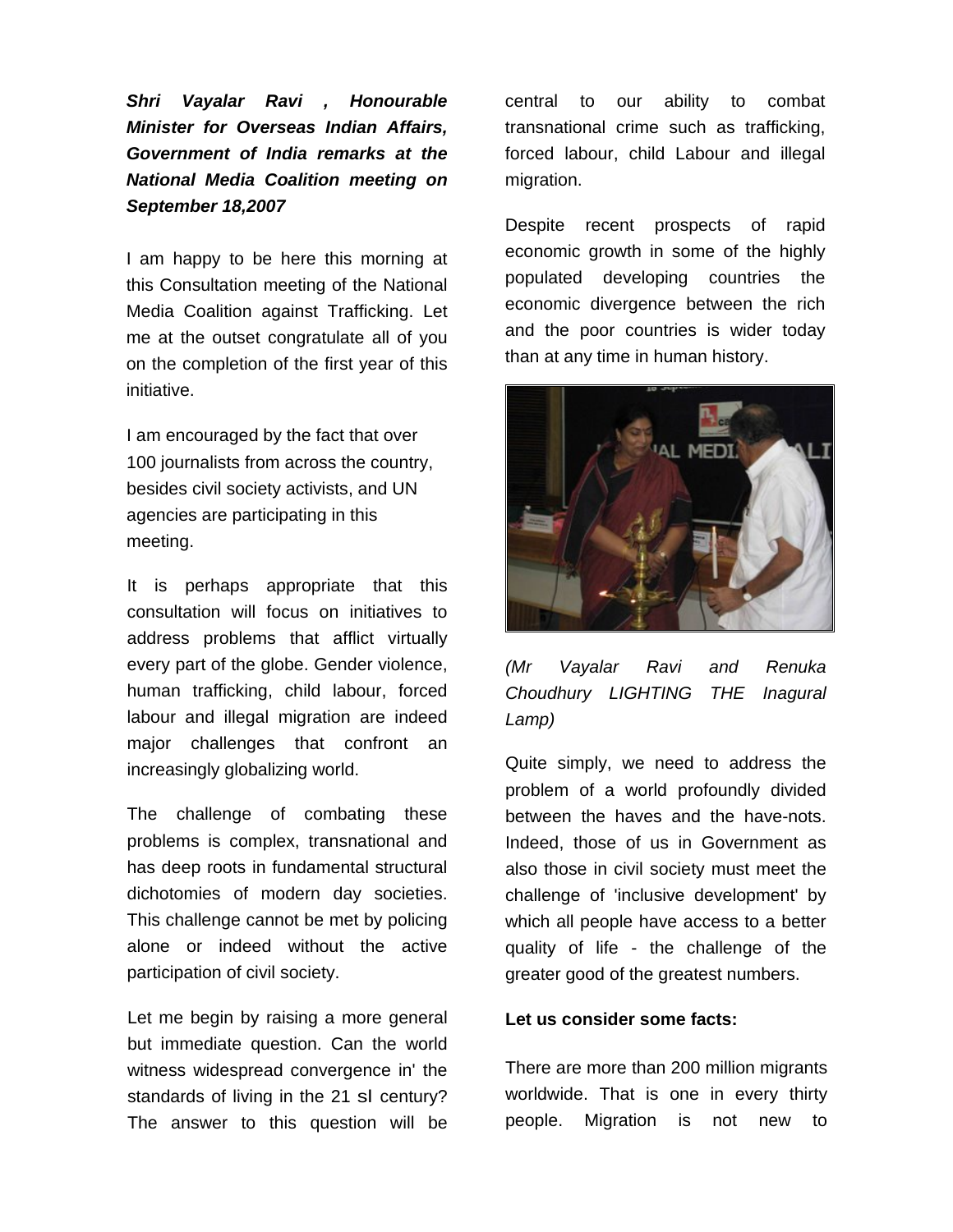***Shri Vayalar Ravi , Honourable Minister for Overseas Indian Affairs, Government of India remarks at the National Media Coalition meeting on September 18,2007***

I am happy to be here this morning at this Consultation meeting of the National Media Coalition against Trafficking. Let me at the outset congratulate all of you on the completion of the first year of this initiative.

I am encouraged by the fact that over 100 journalists from across the country, besides civil society activists, and UN agencies are participating in this meeting.

It is perhaps appropriate that this consultation will focus on initiatives to address problems that afflict virtually every part of the globe. Gender violence, human trafficking, child labour, forced labour and illegal migration are indeed major challenges that confront an increasingly globalizing world.

The challenge of combating these problems is complex, transnational and has deep roots in fundamental structural dichotomies of modern day societies. This challenge cannot be met by policing alone or indeed without the active participation of civil society.

Let me begin by raising a more general but immediate question. Can the world witness widespread convergence in' the standards of living in the 21 sI century? The answer to this question will be central to our ability to combat transnational crime such as trafficking, forced labour, child Labour and illegal migration.

Despite recent prospects of rapid economic growth in some of the highly populated developing countries the economic divergence between the rich and the poor countries is wider today than at any time in human history.

*(Mr Vayalar Ravi and Renuka Choudhury LIGHTING THE Inagural Lamp)*

Quite simply, we need to address the problem of a world profoundly divided between the haves and the have-nots. Indeed, those of us in Government as also those in civil society must meet the challenge of 'inclusive development' by which all people have access to a better quality of life - the challenge of the greater good of the greatest numbers.

**Let us consider some facts:**

There are more than 200 million migrants worldwide. That is one in every thirty people. Migration is not new to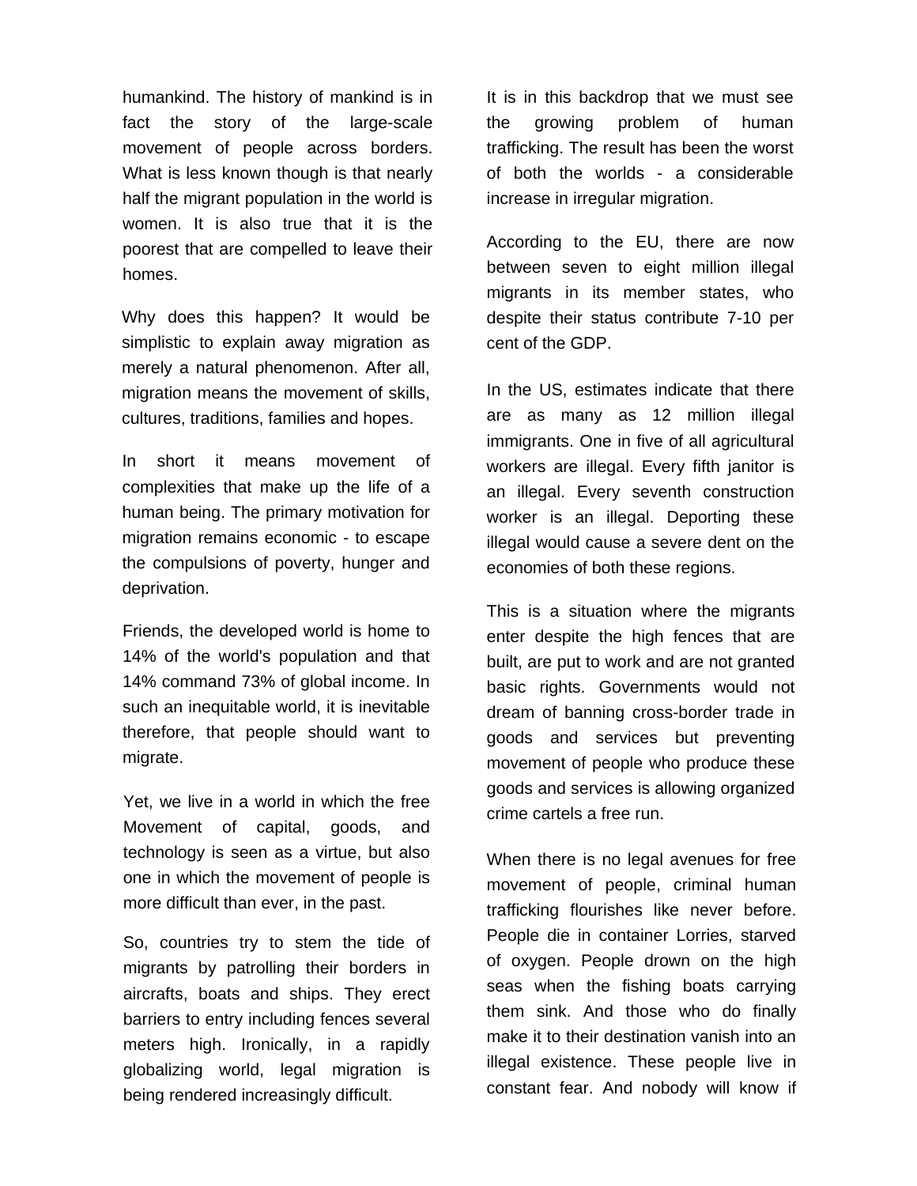humankind. The history of mankind is in fact the story of the large-scale movement of people across borders. What is less known though is that nearly half the migrant population in the world is women. It is also true that it is the poorest that are compelled to leave their homes.

Why does this happen? It would be simplistic to explain away migration as merely a natural phenomenon. After all, migration means the movement of skills, cultures, traditions, families and hopes.

In short it means movement of complexities that make up the life of a human being. The primary motivation for migration remains economic - to escape the compulsions of poverty, hunger and deprivation.

Friends, the developed world is home to 14% of the world's population and that 14% command 73% of global income. In such an inequitable world, it is inevitable therefore, that people should want to migrate.

Yet, we live in a world in which the free Movement of capital, goods, and technology is seen as a virtue, but also one in which the movement of people is more difficult than ever, in the past.

So, countries try to stem the tide of migrants by patrolling their borders in aircrafts, boats and ships. They erect barriers to entry including fences several meters high. Ironically, in a rapidly globalizing world, legal migration is being rendered increasingly difficult.

It is in this backdrop that we must see the growing problem of human trafficking. The result has been the worst of both the worlds - a considerable increase in irregular migration.

According to the EU, there are now between seven to eight million illegal migrants in its member states, who despite their status contribute 7-10 per cent of the GDP.

In the US, estimates indicate that there are as many as 12 million illegal immigrants. One in five of all agricultural workers are illegal. Every fifth janitor is an illegal. Every seventh construction worker is an illegal. Deporting these illegal would cause a severe dent on the economies of both these regions.

This is a situation where the migrants enter despite the high fences that are built, are put to work and are not granted basic rights. Governments would not dream of banning cross-border trade in goods and services but preventing movement of people who produce these goods and services is allowing organized crime cartels a free run.

When there is no legal avenues for free movement of people, criminal human trafficking flourishes like never before. People die in container Lorries, starved of oxygen. People drown on the high seas when the fishing boats carrying them sink. And those who do finally make it to their destination vanish into an illegal existence. These people live in constant fear. And nobody will know if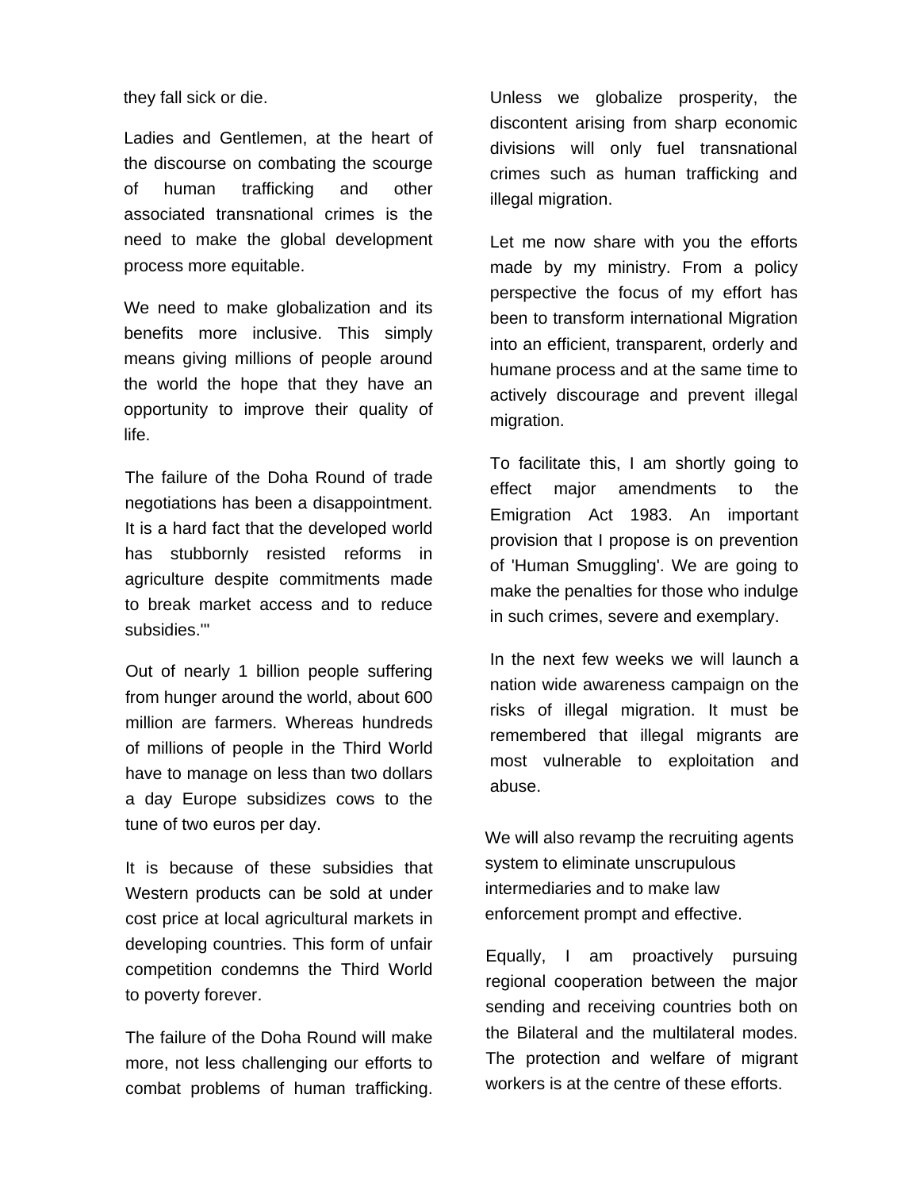they fall sick or die.

Ladies and Gentlemen, at the heart of the discourse on combating the scourge of human trafficking and other associated transnational crimes is the need to make the global development process more equitable.

We need to make globalization and its benefits more inclusive. This simply means giving millions of people around the world the hope that they have an opportunity to improve their quality of life.

The failure of the Doha Round of trade negotiations has been a disappointment. It is a hard fact that the developed world has stubbornly resisted reforms in agriculture despite commitments made to break market access and to reduce subsidies.'"

Out of nearly 1 billion people suffering from hunger around the world, about 600 million are farmers. Whereas hundreds of millions of people in the Third World have to manage on less than two dollars a day Europe subsidizes cows to the tune of two euros per day.

It is because of these subsidies that Western products can be sold at under cost price at local agricultural markets in developing countries. This form of unfair competition condemns the Third World to poverty forever.

The failure of the Doha Round will make more, not less challenging our efforts to combat problems of human trafficking. Unless we globalize prosperity, the discontent arising from sharp economic divisions will only fuel transnational crimes such as human trafficking and illegal migration.

Let me now share with you the efforts made by my ministry. From a policy perspective the focus of my effort has been to transform international Migration into an efficient, transparent, orderly and humane process and at the same time to actively discourage and prevent illegal migration.

To facilitate this, I am shortly going to effect major amendments to the Emigration Act 1983. An important provision that I propose is on prevention of 'Human Smuggling'. We are going to make the penalties for those who indulge in such crimes, severe and exemplary.

In the next few weeks we will launch a nation wide awareness campaign on the risks of illegal migration. It must be remembered that illegal migrants are most vulnerable to exploitation and abuse.

We will also revamp the recruiting agents system to eliminate unscrupulous intermediaries and to make law enforcement prompt and effective.

Equally, I am proactively pursuing regional cooperation between the major sending and receiving countries both on the Bilateral and the multilateral modes. The protection and welfare of migrant workers is at the centre of these efforts.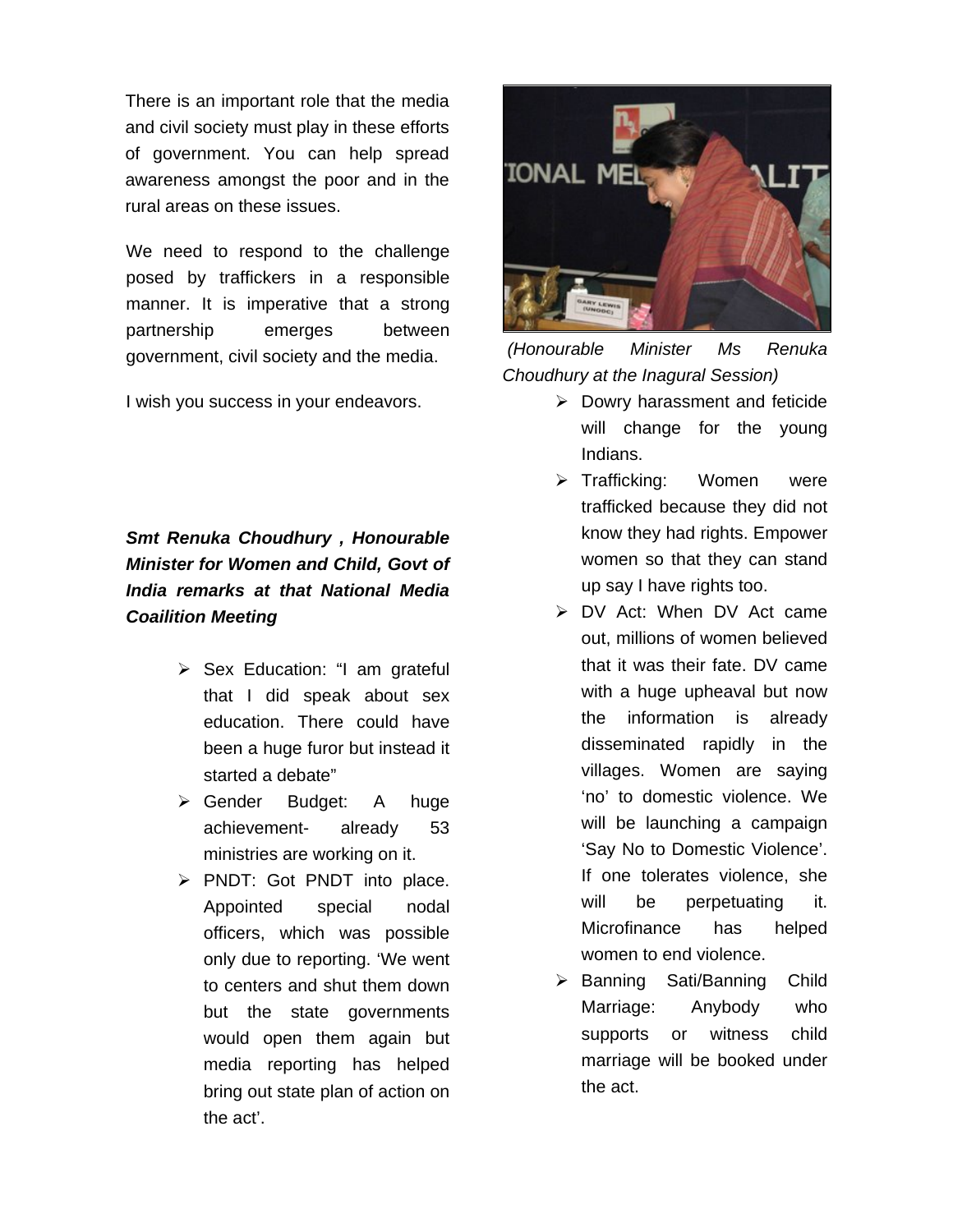There is an important role that the media and civil society must play in these efforts of government. You can help spread awareness amongst the poor and in the rural areas on these issues.

We need to respond to the challenge posed by traffickers in a responsible manner. It is imperative that a strong partnership emerges between government, civil society and the media.

I wish you success in your endeavors.

***Smt Renuka Choudhury , Honourable Minister for Women and Child, Govt of India remarks at that National Media Coailition Meeting***

- Sex Education: "I am grateful that I did speak about sex education. There could have been a huge furor but instead it started a debate"
- Gender Budget: A huge achievement- already 53 ministries are working on it.
- PNDT: Got PNDT into place. Appointed special nodal officers, which was possible only due to reporting. 'We went to centers and shut them down but the state governments would open them again but media reporting has helped bring out state plan of action on the act'.

*(Honourable Minister Ms Renuka Choudhury at the Inagural Session)*

- Dowry harassment and feticide will change for the young Indians.
- Trafficking: Women were trafficked because they did not know they had rights. Empower women so that they can stand up say I have rights too.
- DV Act: When DV Act came out, millions of women believed that it was their fate. DV came with a huge upheaval but now the information is already disseminated rapidly in the villages. Women are saying 'no' to domestic violence. We will be launching a campaign 'Say No to Domestic Violence'. If one tolerates violence, she will be perpetuating it. Microfinance has helped women to end violence.
- Banning Sati/Banning Child Marriage: Anybody who supports or witness child marriage will be booked under the act.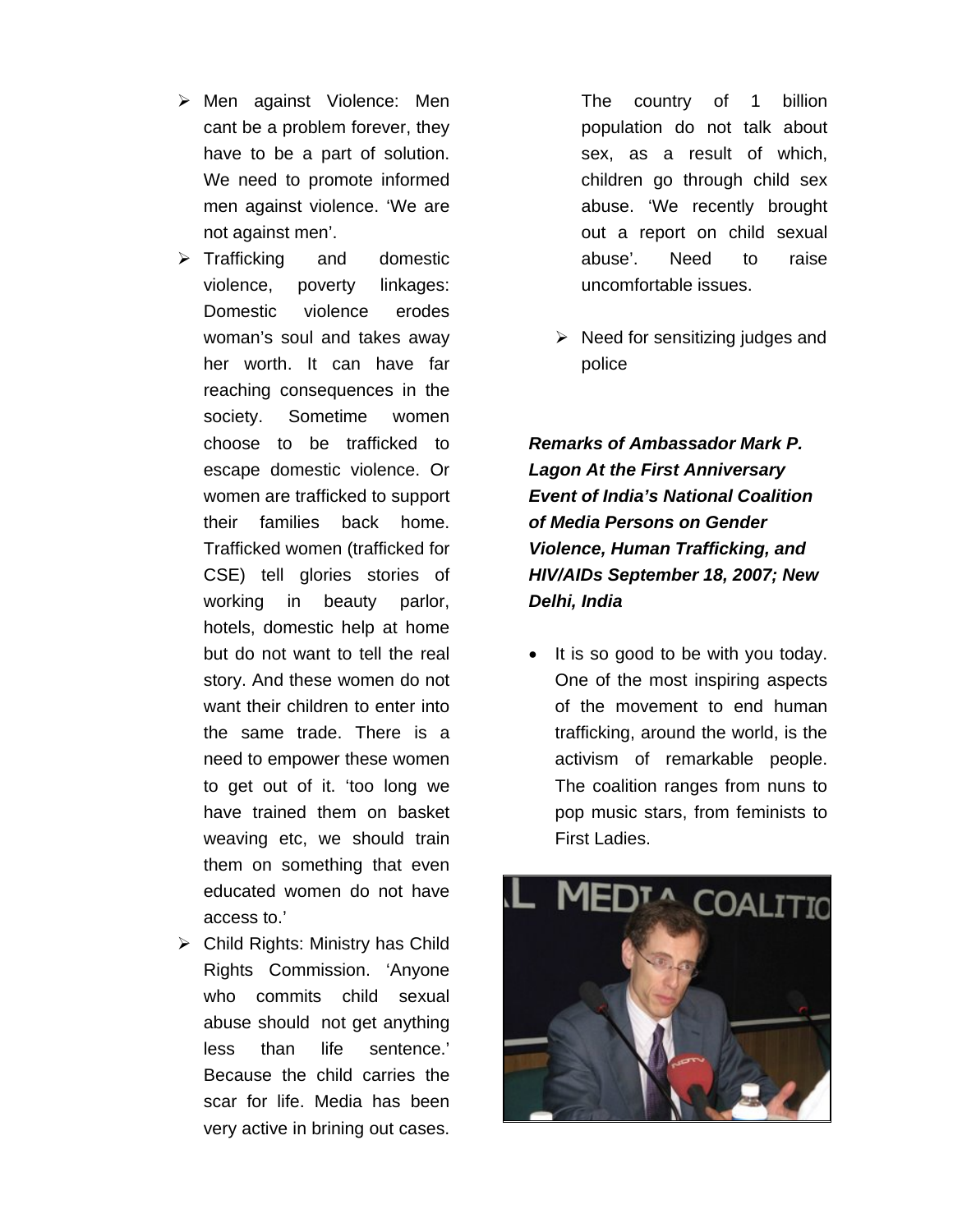- Men against Violence: Men cant be a problem forever, they have to be a part of solution. We need to promote informed men against violence. 'We are not against men'.
- Trafficking and domestic violence, poverty linkages: Domestic violence erodes woman's soul and takes away her worth. It can have far reaching consequences in the society. Sometime women choose to be trafficked to escape domestic violence. Or women are trafficked to support their families back home. Trafficked women (trafficked for CSE) tell glories stories of working in beauty parlor, hotels, domestic help at home but do not want to tell the real story. And these women do not want their children to enter into the same trade. There is a need to empower these women to get out of it. 'too long we have trained them on basket weaving etc, we should train them on something that even educated women do not have access to.'
- Child Rights: Ministry has Child Rights Commission. 'Anyone who commits child sexual abuse should not get anything less than life sentence.' Because the child carries the scar for life. Media has been very active in brining out cases. The country of 1 billion population do not talk about sex, as a result of which, children go through child sex abuse. 'We recently brought out a report on child sexual abuse'. Need to raise uncomfortable issues.
- Need for sensitizing judges and police

***Remarks of Ambassador Mark P. Lagon At the First Anniversary Event of India's National Coalition of Media Persons on Gender Violence, Human Trafficking, and HIV/AIDs September 18, 2007; New Delhi, India***

- It is so good to be with you today. One of the most inspiring aspects of the movement to end human trafficking, around the world, is the activism of remarkable people. The coalition ranges from nuns to pop music stars, from feminists to First Ladies.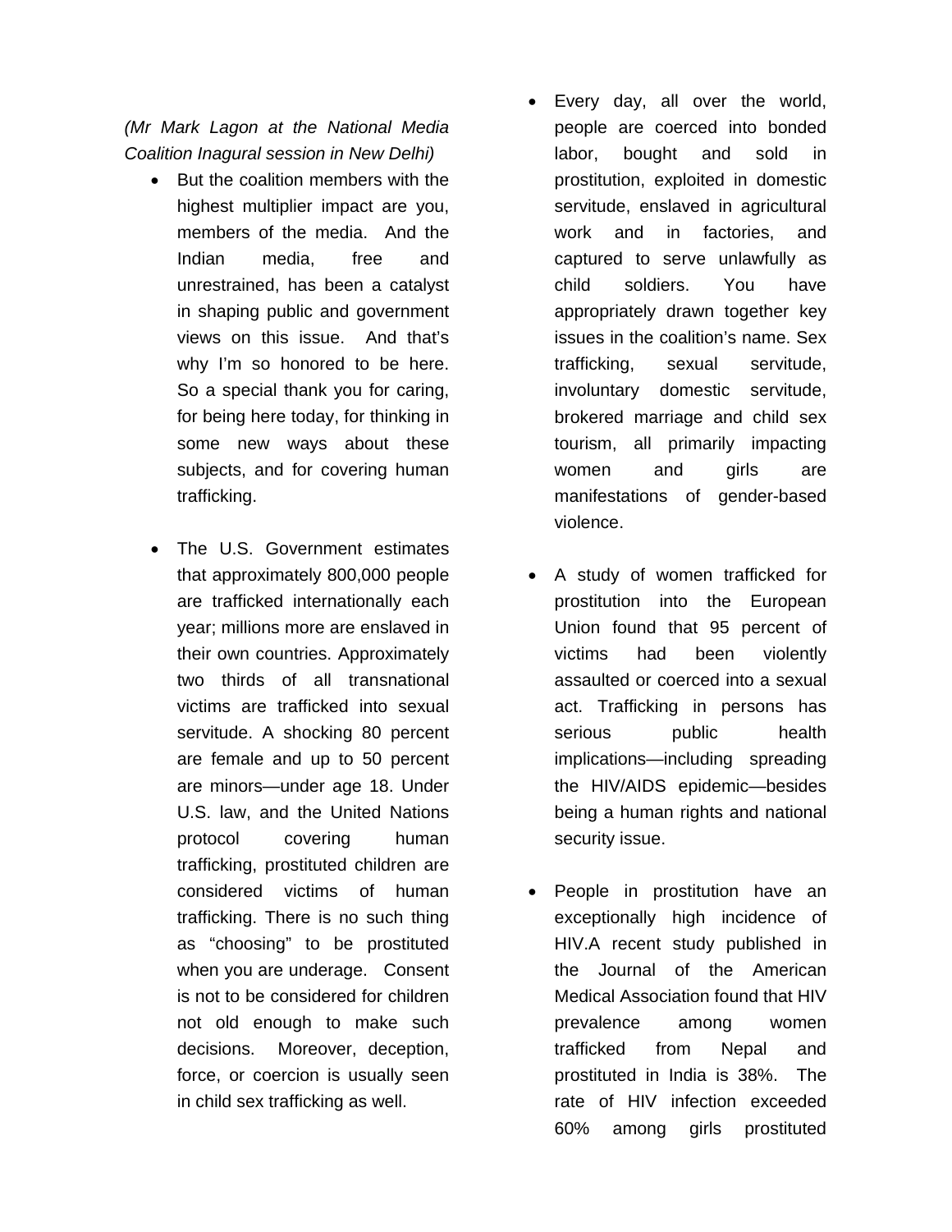*(Mr Mark Lagon at the National Media Coalition Inagural session in New Delhi)*

- But the coalition members with the highest multiplier impact are you, members of the media. And the Indian media, free and unrestrained, has been a catalyst in shaping public and government views on this issue. And that's why I'm so honored to be here. So a special thank you for caring, for being here today, for thinking in some new ways about these subjects, and for covering human trafficking.

- The U.S. Government estimates that approximately 800,000 people are trafficked internationally each year; millions more are enslaved in their own countries. Approximately two thirds of all transnational victims are trafficked into sexual servitude. A shocking 80 percent are female and up to 50 percent are minors—under age 18. Under U.S. law, and the United Nations protocol covering human trafficking, prostituted children are considered victims of human trafficking. There is no such thing as "choosing" to be prostituted when you are underage. Consent is not to be considered for children not old enough to make such decisions. Moreover, deception, force, or coercion is usually seen in child sex trafficking as well.

- Every day, all over the world, people are coerced into bonded labor, bought and sold in prostitution, exploited in domestic servitude, enslaved in agricultural work and in factories, and captured to serve unlawfully as child soldiers. You have appropriately drawn together key issues in the coalition's name. Sex trafficking, sexual servitude, involuntary domestic servitude, brokered marriage and child sex tourism, all primarily impacting women and girls are manifestations of gender-based violence.

- A study of women trafficked for prostitution into the European Union found that 95 percent of victims had been violently assaulted or coerced into a sexual act. Trafficking in persons has serious public health implications—including spreading the HIV/AIDS epidemic—besides being a human rights and national security issue.

- People in prostitution have an exceptionally high incidence of HIV.A recent study published in the Journal of the American Medical Association found that HIV prevalence among women trafficked from Nepal and prostituted in India is 38%. The rate of HIV infection exceeded 60% among girls prostituted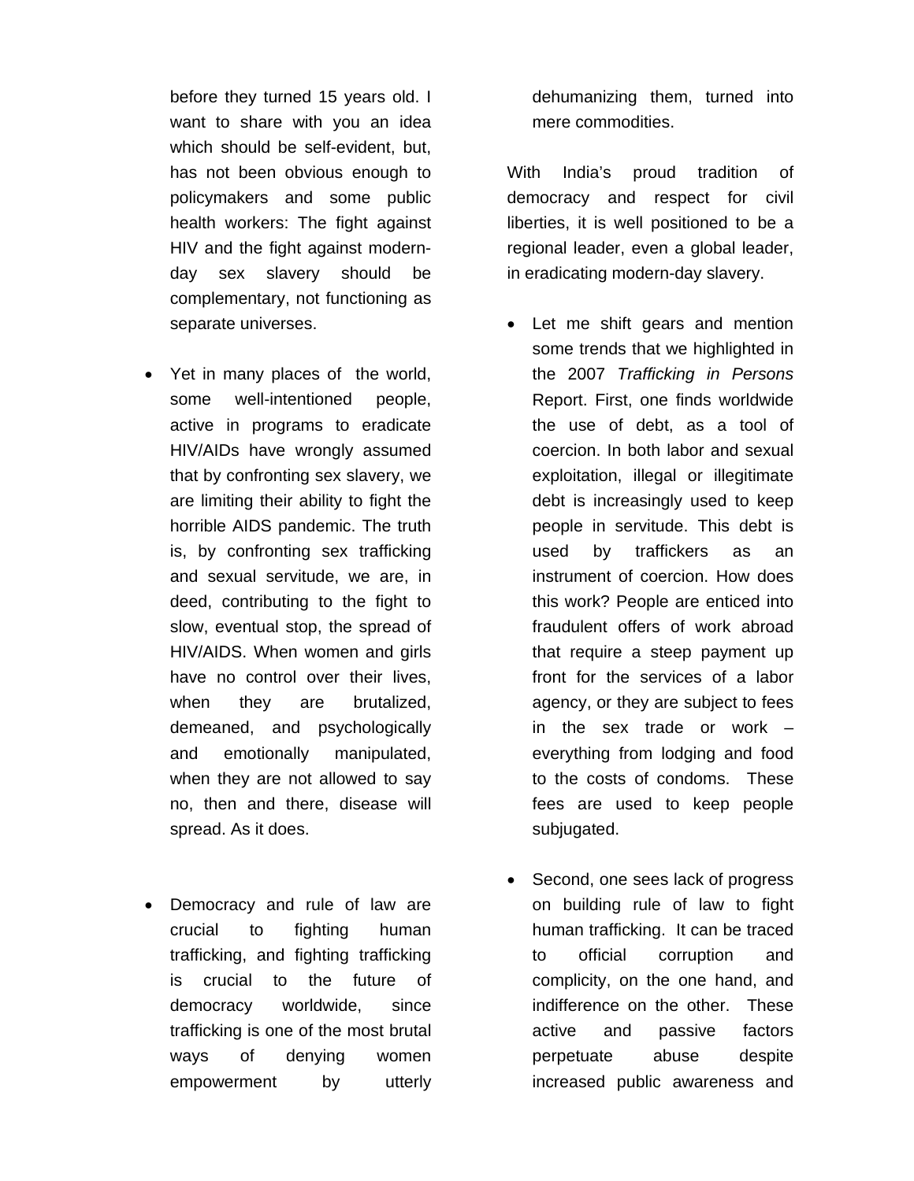before they turned 15 years old. I want to share with you an idea which should be self-evident, but, has not been obvious enough to policymakers and some public health workers: The fight against HIV and the fight against modern-day sex slavery should be complementary, not functioning as separate universes.

- Yet in many places of the world, some well-intentioned people, active in programs to eradicate HIV/AIDs have wrongly assumed that by confronting sex slavery, we are limiting their ability to fight the horrible AIDS pandemic. The truth is, by confronting sex trafficking and sexual servitude, we are, in deed, contributing to the fight to slow, eventual stop, the spread of HIV/AIDS. When women and girls have no control over their lives, when they are brutalized, demeaned, and psychologically and emotionally manipulated, when they are not allowed to say no, then and there, disease will spread. As it does.

- Democracy and rule of law are crucial to fighting human trafficking, and fighting trafficking is crucial to the future of democracy worldwide, since trafficking is one of the most brutal ways of denying women empowerment by utterly dehumanizing them, turned into mere commodities.

With India's proud tradition of democracy and respect for civil liberties, it is well positioned to be a regional leader, even a global leader, in eradicating modern-day slavery.

- Let me shift gears and mention some trends that we highlighted in the 2007 *Trafficking in Persons* Report. First, one finds worldwide the use of debt, as a tool of coercion. In both labor and sexual exploitation, illegal or illegitimate debt is increasingly used to keep people in servitude. This debt is used by traffickers as an instrument of coercion. How does this work? People are enticed into fraudulent offers of work abroad that require a steep payment up front for the services of a labor agency, or they are subject to fees in the sex trade or work – everything from lodging and food to the costs of condoms. These fees are used to keep people subjugated.

- Second, one sees lack of progress on building rule of law to fight human trafficking. It can be traced to official corruption and complicity, on the one hand, and indifference on the other. These active and passive factors perpetuate abuse despite increased public awareness and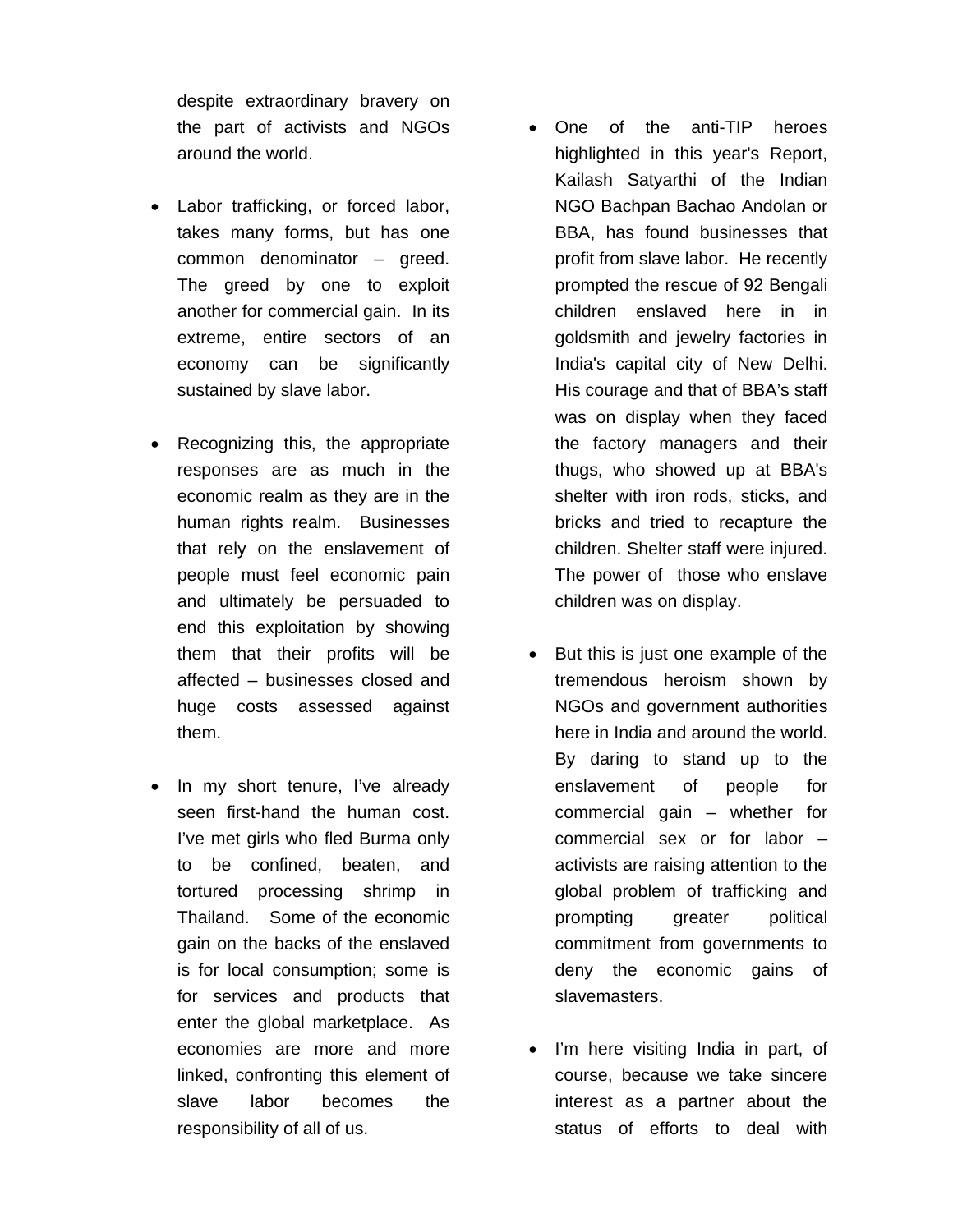despite extraordinary bravery on the part of activists and NGOs around the world.

- Labor trafficking, or forced labor, takes many forms, but has one common denominator – greed. The greed by one to exploit another for commercial gain. In its extreme, entire sectors of an economy can be significantly sustained by slave labor.

- Recognizing this, the appropriate responses are as much in the economic realm as they are in the human rights realm. Businesses that rely on the enslavement of people must feel economic pain and ultimately be persuaded to end this exploitation by showing them that their profits will be affected – businesses closed and huge costs assessed against them.

- In my short tenure, I've already seen first-hand the human cost. I've met girls who fled Burma only to be confined, beaten, and tortured processing shrimp in Thailand. Some of the economic gain on the backs of the enslaved is for local consumption; some is for services and products that enter the global marketplace. As economies are more and more linked, confronting this element of slave labor becomes the responsibility of all of us.

- One of the anti-TIP heroes highlighted in this year's Report, Kailash Satyarthi of the Indian NGO Bachpan Bachao Andolan or BBA, has found businesses that profit from slave labor. He recently prompted the rescue of 92 Bengali children enslaved here in in goldsmith and jewelry factories in India's capital city of New Delhi. His courage and that of BBA's staff was on display when they faced the factory managers and their thugs, who showed up at BBA's shelter with iron rods, sticks, and bricks and tried to recapture the children. Shelter staff were injured. The power of those who enslave children was on display.

- But this is just one example of the tremendous heroism shown by NGOs and government authorities here in India and around the world. By daring to stand up to the enslavement of people for commercial gain – whether for commercial sex or for labor – activists are raising attention to the global problem of trafficking and prompting greater political commitment from governments to deny the economic gains of slavemasters.

- I'm here visiting India in part, of course, because we take sincere interest as a partner about the status of efforts to deal with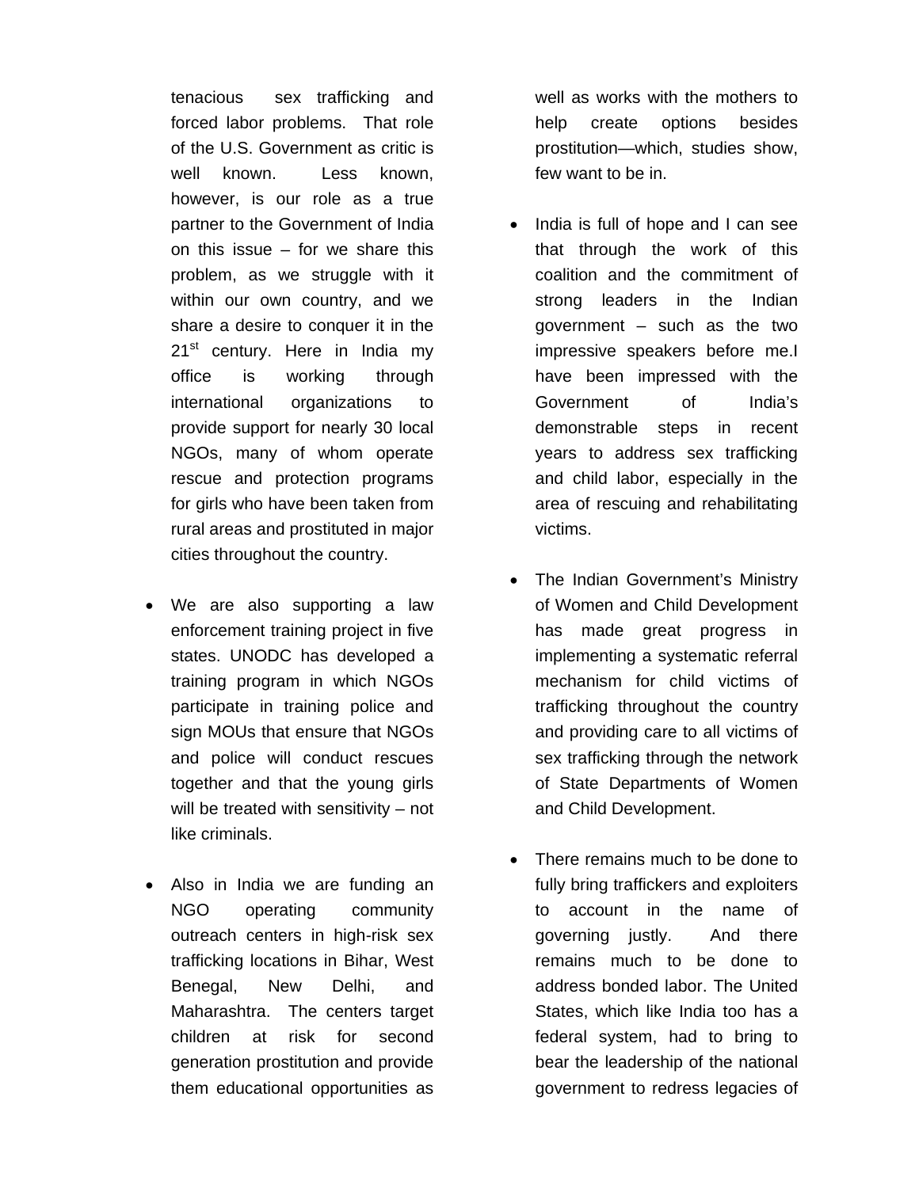tenacious sex trafficking and forced labor problems. That role of the U.S. Government as critic is well known. Less known, however, is our role as a true partner to the Government of India on this issue – for we share this problem, as we struggle with it within our own country, and we share a desire to conquer it in the 21st century. Here in India my office is working through international organizations to provide support for nearly 30 local NGOs, many of whom operate rescue and protection programs for girls who have been taken from rural areas and prostituted in major cities throughout the country.

- We are also supporting a law enforcement training project in five states. UNODC has developed a training program in which NGOs participate in training police and sign MOUs that ensure that NGOs and police will conduct rescues together and that the young girls will be treated with sensitivity – not like criminals.

- Also in India we are funding an NGO operating community outreach centers in high-risk sex trafficking locations in Bihar, West Benegal, New Delhi, and Maharashtra. The centers target children at risk for second generation prostitution and provide them educational opportunities as well as works with the mothers to help create options besides prostitution—which, studies show, few want to be in.

- India is full of hope and I can see that through the work of this coalition and the commitment of strong leaders in the Indian government – such as the two impressive speakers before me.I have been impressed with the Government of India's demonstrable steps in recent years to address sex trafficking and child labor, especially in the area of rescuing and rehabilitating victims.

- The Indian Government's Ministry of Women and Child Development has made great progress in implementing a systematic referral mechanism for child victims of trafficking throughout the country and providing care to all victims of sex trafficking through the network of State Departments of Women and Child Development.

- There remains much to be done to fully bring traffickers and exploiters to account in the name of governing justly. And there remains much to be done to address bonded labor. The United States, which like India too has a federal system, had to bring to bear the leadership of the national government to redress legacies of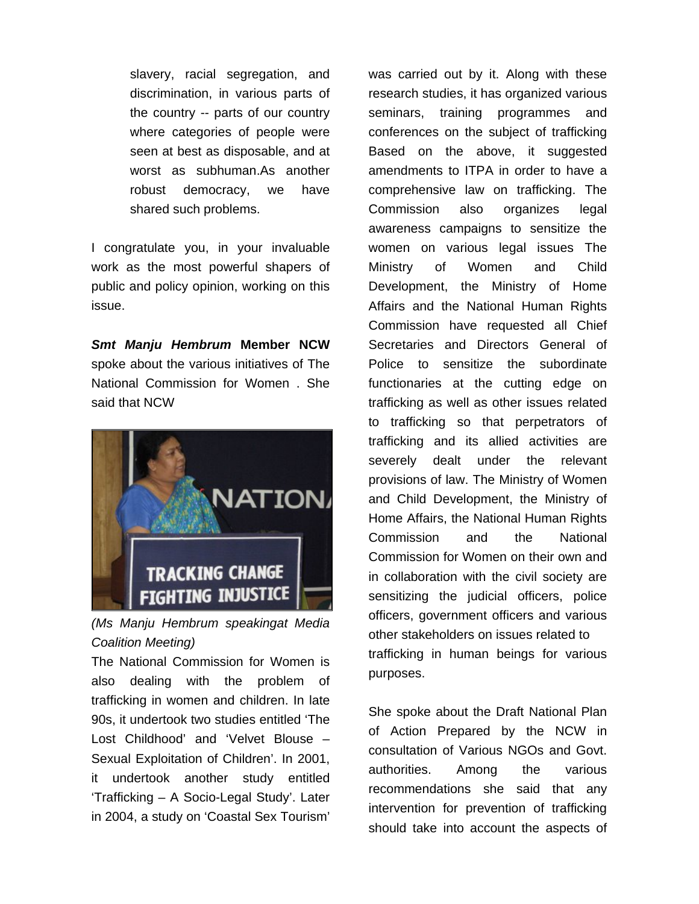slavery, racial segregation, and discrimination, in various parts of the country -- parts of our country where categories of people were seen at best as disposable, and at worst as subhuman.As another robust democracy, we have shared such problems.

I congratulate you, in your invaluable work as the most powerful shapers of public and policy opinion, working on this issue.

***Smt Manju Hembrum*** **Member NCW** spoke about the various initiatives of The National Commission for Women . She said that NCW

*(Ms Manju Hembrum speakingat Media Coalition Meeting)*

The National Commission for Women is also dealing with the problem of trafficking in women and children. In late 90s, it undertook two studies entitled 'The Lost Childhood' and 'Velvet Blouse – Sexual Exploitation of Children'. In 2001, it undertook another study entitled 'Trafficking – A Socio-Legal Study'. Later in 2004, a study on 'Coastal Sex Tourism' was carried out by it. Along with these research studies, it has organized various seminars, training programmes and conferences on the subject of trafficking Based on the above, it suggested amendments to ITPA in order to have a comprehensive law on trafficking. The Commission also organizes legal awareness campaigns to sensitize the women on various legal issues The Ministry of Women and Child Development, the Ministry of Home Affairs and the National Human Rights Commission have requested all Chief Secretaries and Directors General of Police to sensitize the subordinate functionaries at the cutting edge on trafficking as well as other issues related to trafficking so that perpetrators of trafficking and its allied activities are severely dealt under the relevant provisions of law. The Ministry of Women and Child Development, the Ministry of Home Affairs, the National Human Rights Commission and the National Commission for Women on their own and in collaboration with the civil society are sensitizing the judicial officers, police officers, government officers and various other stakeholders on issues related to trafficking in human beings for various purposes.

She spoke about the Draft National Plan of Action Prepared by the NCW in consultation of Various NGOs and Govt. authorities. Among the various recommendations she said that any intervention for prevention of trafficking should take into account the aspects of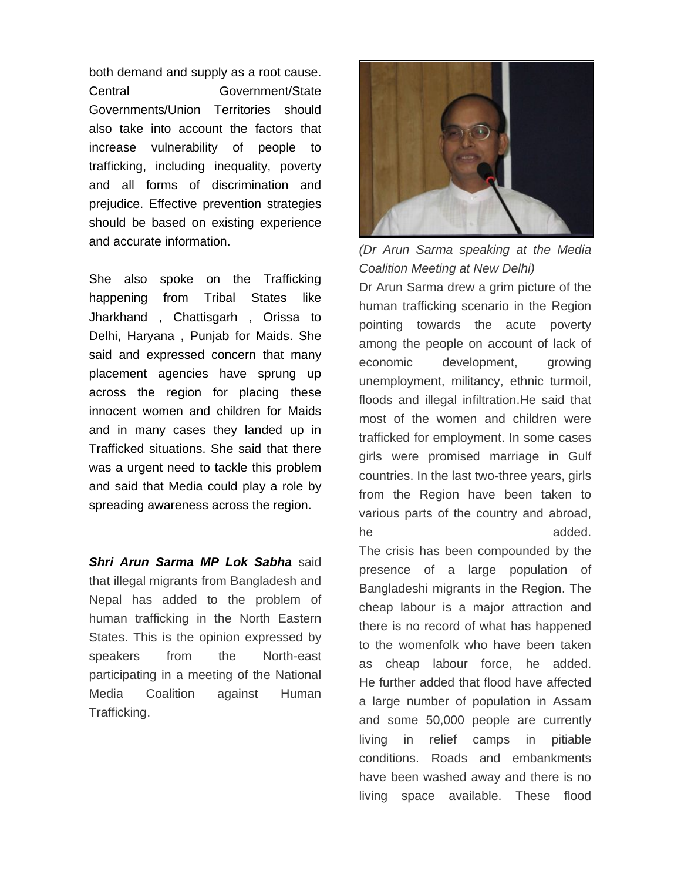both demand and supply as a root cause. Central Government/State Governments/Union Territories should also take into account the factors that increase vulnerability of people to trafficking, including inequality, poverty and all forms of discrimination and prejudice. Effective prevention strategies should be based on existing experience and accurate information.

She also spoke on the Trafficking happening from Tribal States like Jharkhand , Chattisgarh , Orissa to Delhi, Haryana , Punjab for Maids. She said and expressed concern that many placement agencies have sprung up across the region for placing these innocent women and children for Maids and in many cases they landed up in Trafficked situations. She said that there was a urgent need to tackle this problem and said that Media could play a role by spreading awareness across the region.

***Shri Arun Sarma MP Lok Sabha*** said that illegal migrants from Bangladesh and Nepal has added to the problem of human trafficking in the North Eastern States. This is the opinion expressed by speakers from the North-east participating in a meeting of the National Media Coalition against Human Trafficking.

*(Dr Arun Sarma speaking at the Media Coalition Meeting at New Delhi)*

Dr Arun Sarma drew a grim picture of the human trafficking scenario in the Region pointing towards the acute poverty among the people on account of lack of economic development, growing unemployment, militancy, ethnic turmoil, floods and illegal infiltration.He said that most of the women and children were trafficked for employment. In some cases girls were promised marriage in Gulf countries. In the last two-three years, girls from the Region have been taken to various parts of the country and abroad, he added.

The crisis has been compounded by the presence of a large population of Bangladeshi migrants in the Region. The cheap labour is a major attraction and there is no record of what has happened to the womenfolk who have been taken as cheap labour force, he added. He further added that flood have affected a large number of population in Assam and some 50,000 people are currently living in relief camps in pitiable conditions. Roads and embankments have been washed away and there is no living space available. These flood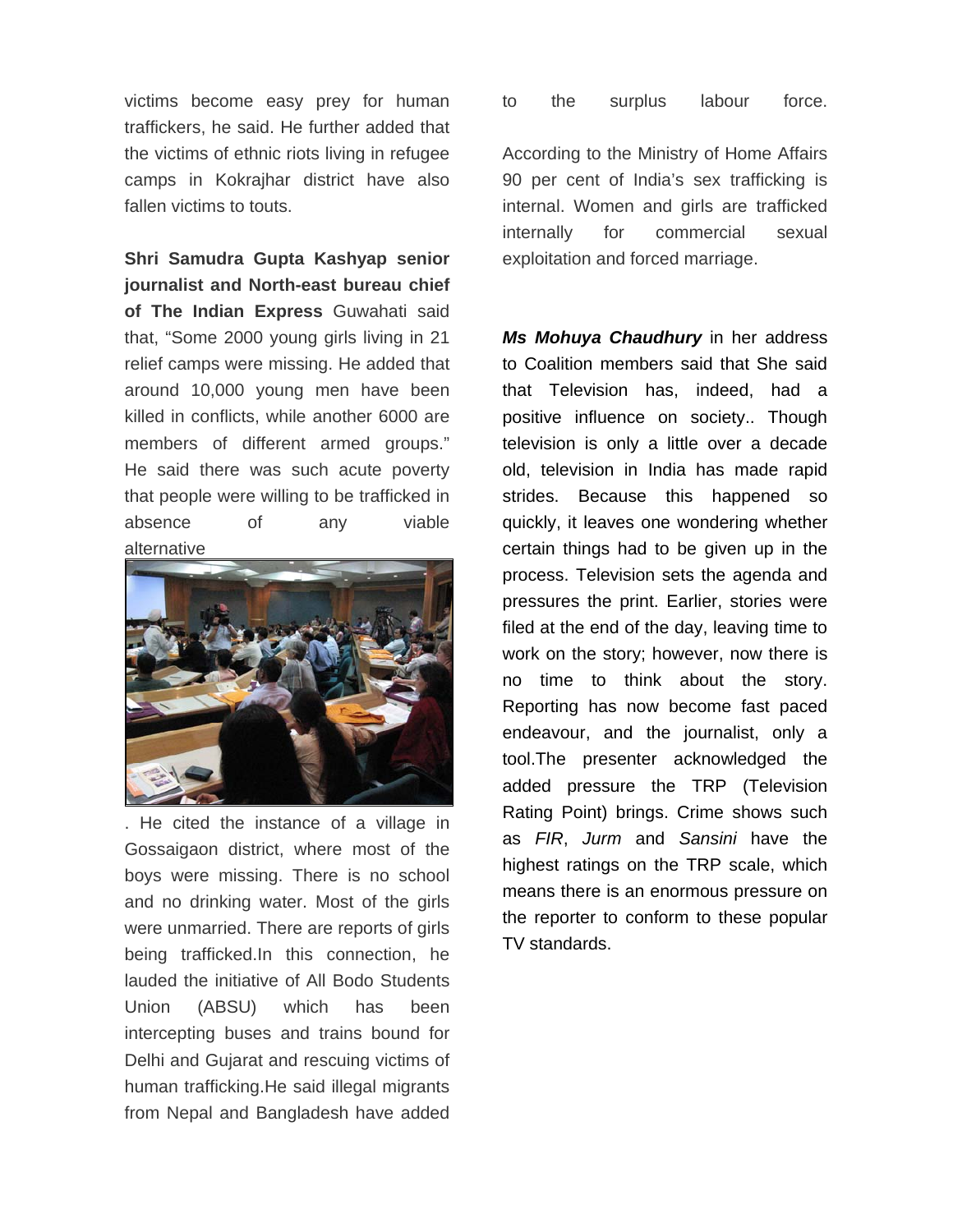victims become easy prey for human traffickers, he said. He further added that the victims of ethnic riots living in refugee camps in Kokrajhar district have also fallen victims to touts.

**Shri Samudra Gupta Kashyap senior journalist and North-east bureau chief of The Indian Express** Guwahati said that, "Some 2000 young girls living in 21 relief camps were missing. He added that around 10,000 young men have been killed in conflicts, while another 6000 are members of different armed groups." He said there was such acute poverty that people were willing to be trafficked in absence of any viable alternative. He cited the instance of a village in Gossaigaon district, where most of the boys were missing. There is no school and no drinking water. Most of the girls were unmarried. There are reports of girls being trafficked.In this connection, he lauded the initiative of All Bodo Students Union (ABSU) which has been intercepting buses and trains bound for Delhi and Gujarat and rescuing victims of human trafficking.He said illegal migrants from Nepal and Bangladesh have added to the surplus labour force.

According to the Ministry of Home Affairs 90 per cent of India's sex trafficking is internal. Women and girls are trafficked internally for commercial sexual exploitation and forced marriage.

***Ms Mohuya Chaudhury*** in her address to Coalition members said that She said that Television has, indeed, had a positive influence on society.. Though television is only a little over a decade old, television in India has made rapid strides. Because this happened so quickly, it leaves one wondering whether certain things had to be given up in the process. Television sets the agenda and pressures the print. Earlier, stories were filed at the end of the day, leaving time to work on the story; however, now there is no time to think about the story. Reporting has now become fast paced endeavour, and the journalist, only a tool.The presenter acknowledged the added pressure the TRP (Television Rating Point) brings. Crime shows such as *FIR*, *Jurm* and *Sansini* have the highest ratings on the TRP scale, which means there is an enormous pressure on the reporter to conform to these popular TV standards.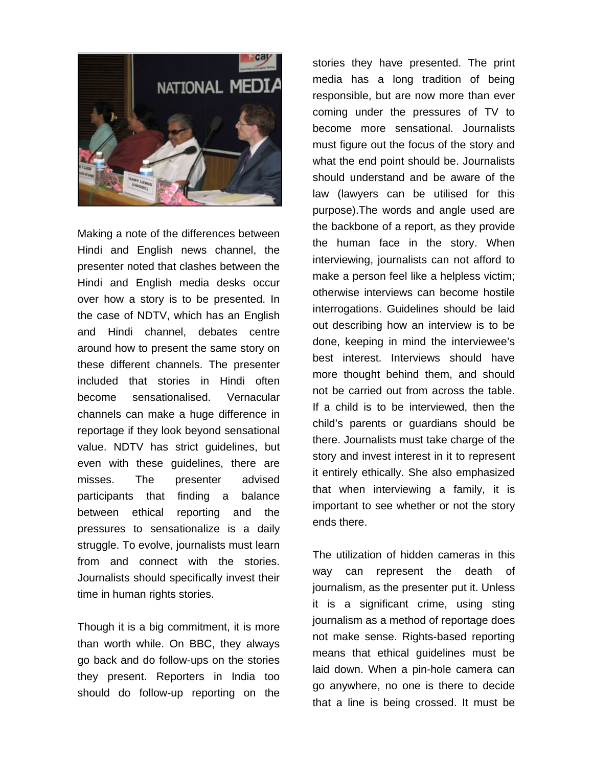Making a note of the differences between Hindi and English news channel, the presenter noted that clashes between the Hindi and English media desks occur over how a story is to be presented. In the case of NDTV, which has an English and Hindi channel, debates centre around how to present the same story on these different channels. The presenter included that stories in Hindi often become sensationalised. Vernacular channels can make a huge difference in reportage if they look beyond sensational value. NDTV has strict guidelines, but even with these guidelines, there are misses. The presenter advised participants that finding a balance between ethical reporting and the pressures to sensationalize is a daily struggle. To evolve, journalists must learn from and connect with the stories. Journalists should specifically invest their time in human rights stories.

Though it is a big commitment, it is more than worth while. On BBC, they always go back and do follow-ups on the stories they present. Reporters in India too should do follow-up reporting on the stories they have presented. The print media has a long tradition of being responsible, but are now more than ever coming under the pressures of TV to become more sensational. Journalists must figure out the focus of the story and what the end point should be. Journalists should understand and be aware of the law (lawyers can be utilised for this purpose).The words and angle used are the backbone of a report, as they provide the human face in the story. When interviewing, journalists can not afford to make a person feel like a helpless victim; otherwise interviews can become hostile interrogations. Guidelines should be laid out describing how an interview is to be done, keeping in mind the interviewee's best interest. Interviews should have more thought behind them, and should not be carried out from across the table. If a child is to be interviewed, then the child's parents or guardians should be there. Journalists must take charge of the story and invest interest in it to represent it entirely ethically. She also emphasized that when interviewing a family, it is important to see whether or not the story ends there.

The utilization of hidden cameras in this way can represent the death of journalism, as the presenter put it. Unless it is a significant crime, using sting journalism as a method of reportage does not make sense. Rights-based reporting means that ethical guidelines must be laid down. When a pin-hole camera can go anywhere, no one is there to decide that a line is being crossed. It must be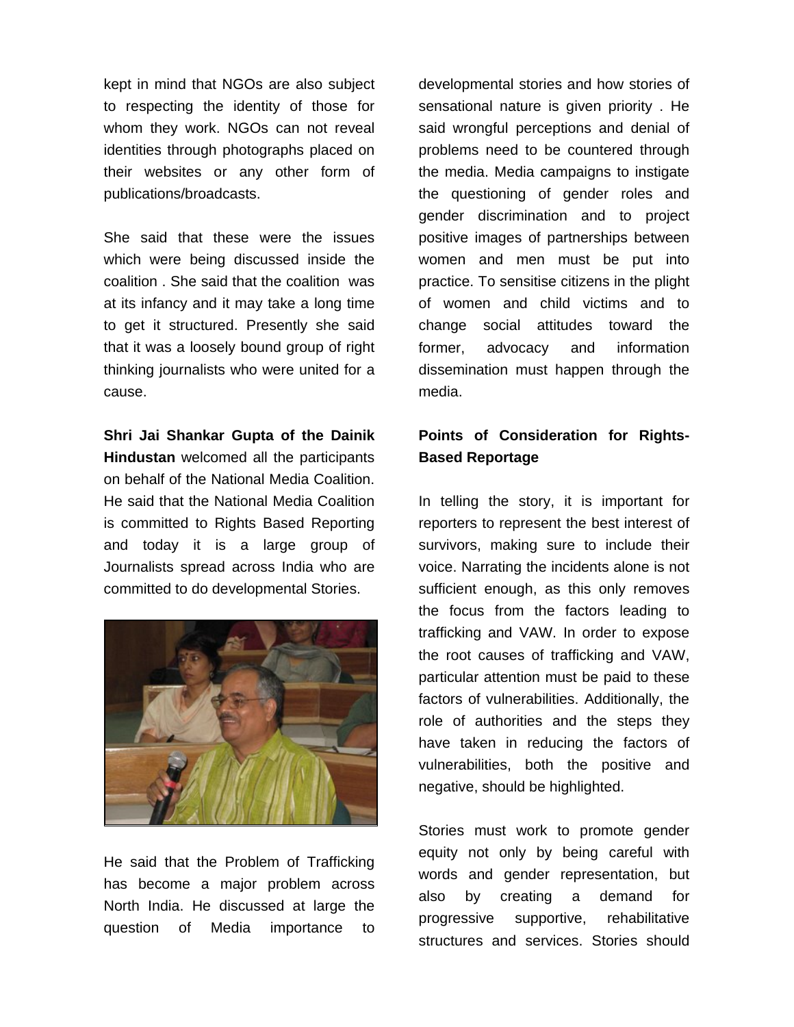kept in mind that NGOs are also subject to respecting the identity of those for whom they work. NGOs can not reveal identities through photographs placed on their websites or any other form of publications/broadcasts.

She said that these were the issues which were being discussed inside the coalition . She said that the coalition was at its infancy and it may take a long time to get it structured. Presently she said that it was a loosely bound group of right thinking journalists who were united for a cause.

**Shri Jai Shankar Gupta of the Dainik Hindustan** welcomed all the participants on behalf of the National Media Coalition. He said that the National Media Coalition is committed to Rights Based Reporting and today it is a large group of Journalists spread across India who are committed to do developmental Stories.

He said that the Problem of Trafficking has become a major problem across North India. He discussed at large the question of Media importance to developmental stories and how stories of sensational nature is given priority . He said wrongful perceptions and denial of problems need to be countered through the media. Media campaigns to instigate the questioning of gender roles and gender discrimination and to project positive images of partnerships between women and men must be put into practice. To sensitise citizens in the plight of women and child victims and to change social attitudes toward the former, advocacy and information dissemination must happen through the media.

**Points of Consideration for Rights-Based Reportage**

In telling the story, it is important for reporters to represent the best interest of survivors, making sure to include their voice. Narrating the incidents alone is not sufficient enough, as this only removes the focus from the factors leading to trafficking and VAW. In order to expose the root causes of trafficking and VAW, particular attention must be paid to these factors of vulnerabilities. Additionally, the role of authorities and the steps they have taken in reducing the factors of vulnerabilities, both the positive and negative, should be highlighted.

Stories must work to promote gender equity not only by being careful with words and gender representation, but also by creating a demand for progressive supportive, rehabilitative structures and services. Stories should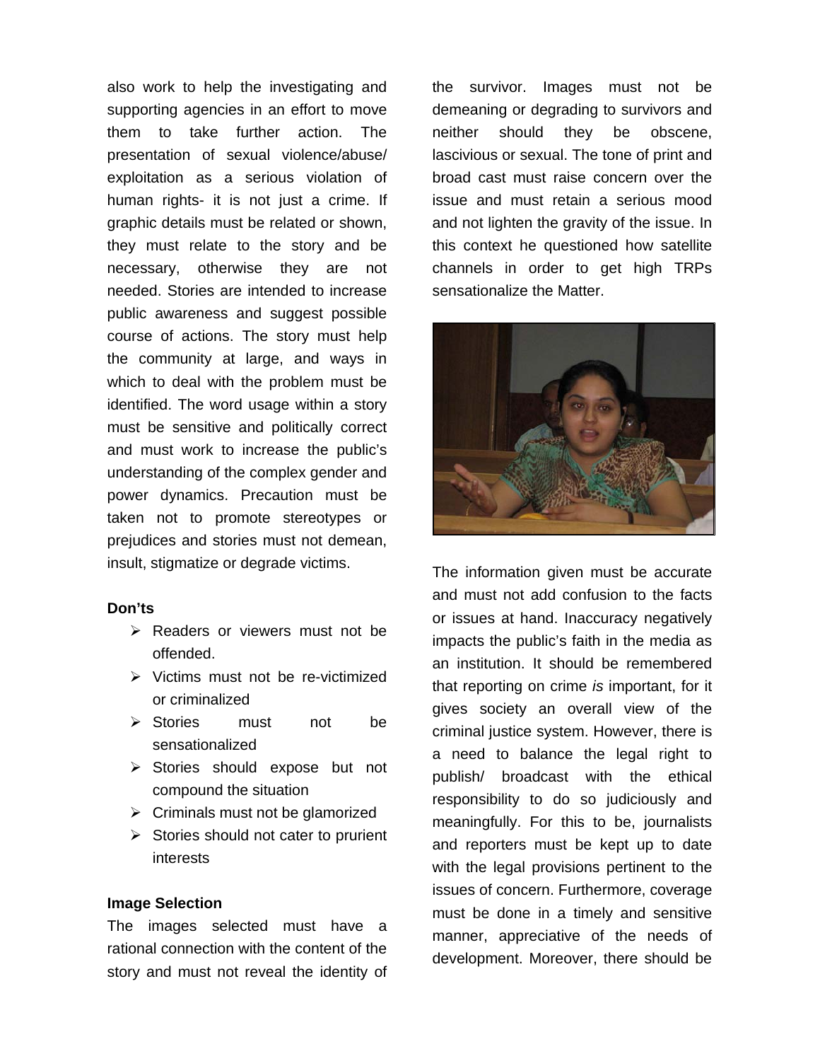also work to help the investigating and supporting agencies in an effort to move them to take further action. The presentation of sexual violence/abuse/ exploitation as a serious violation of human rights- it is not just a crime. If graphic details must be related or shown, they must relate to the story and be necessary, otherwise they are not needed. Stories are intended to increase public awareness and suggest possible course of actions. The story must help the community at large, and ways in which to deal with the problem must be identified. The word usage within a story must be sensitive and politically correct and must work to increase the public's understanding of the complex gender and power dynamics. Precaution must be taken not to promote stereotypes or prejudices and stories must not demean, insult, stigmatize or degrade victims.

**Don'ts**

- Readers or viewers must not be offended.
- Victims must not be re-victimized or criminalized
- Stories must not be sensationalized
- Stories should expose but not compound the situation
- Criminals must not be glamorized
- Stories should not cater to prurient interests

**Image Selection**

The images selected must have a rational connection with the content of the story and must not reveal the identity of the survivor. Images must not be demeaning or degrading to survivors and neither should they be obscene, lascivious or sexual. The tone of print and broad cast must raise concern over the issue and must retain a serious mood and not lighten the gravity of the issue. In this context he questioned how satellite channels in order to get high TRPs sensationalize the Matter.

The information given must be accurate and must not add confusion to the facts or issues at hand. Inaccuracy negatively impacts the public's faith in the media as an institution. It should be remembered that reporting on crime *is* important, for it gives society an overall view of the criminal justice system. However, there is a need to balance the legal right to publish/ broadcast with the ethical responsibility to do so judiciously and meaningfully. For this to be, journalists and reporters must be kept up to date with the legal provisions pertinent to the issues of concern. Furthermore, coverage must be done in a timely and sensitive manner, appreciative of the needs of development. Moreover, there should be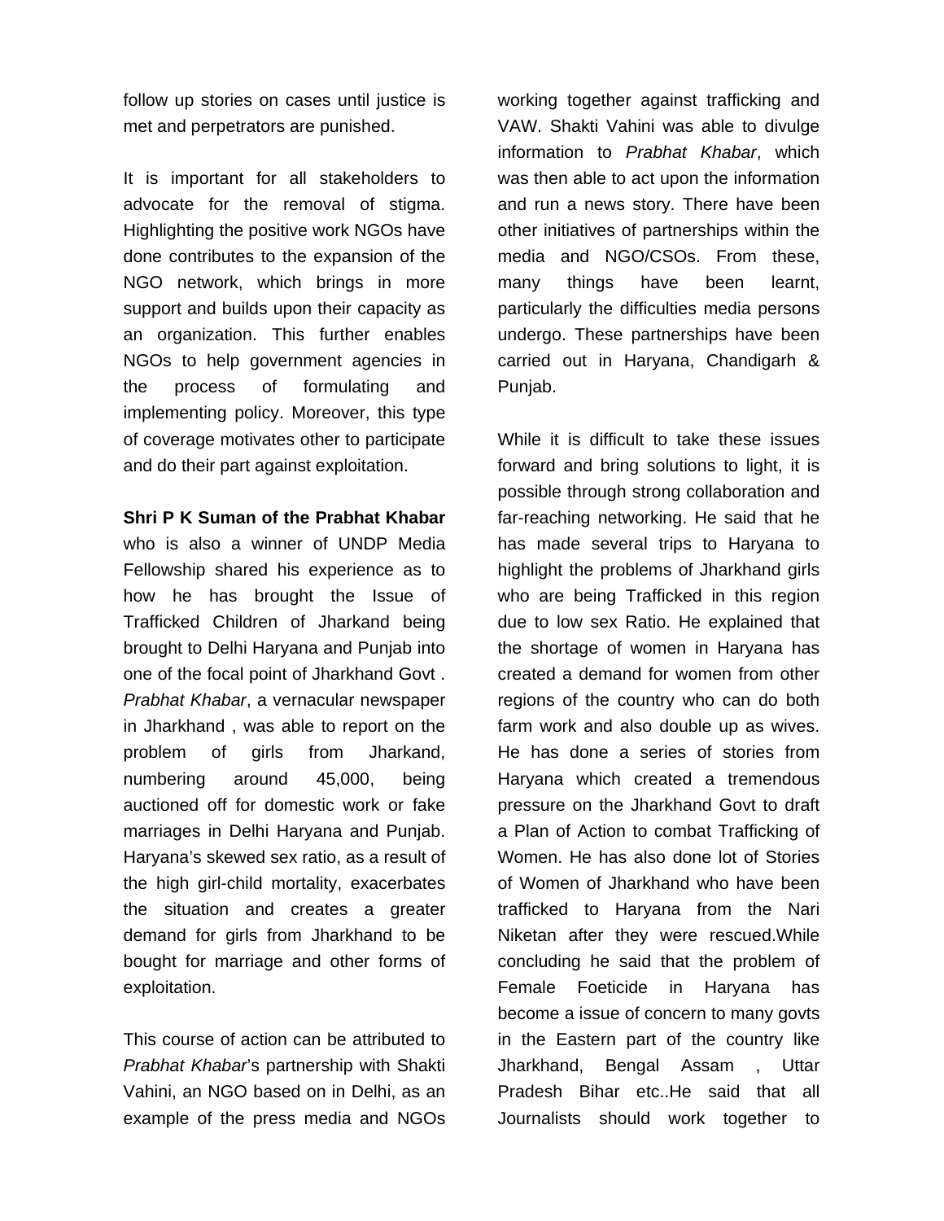follow up stories on cases until justice is met and perpetrators are punished.

It is important for all stakeholders to advocate for the removal of stigma. Highlighting the positive work NGOs have done contributes to the expansion of the NGO network, which brings in more support and builds upon their capacity as an organization. This further enables NGOs to help government agencies in the process of formulating and implementing policy. Moreover, this type of coverage motivates other to participate and do their part against exploitation.

**Shri P K Suman of the Prabhat Khabar** who is also a winner of UNDP Media Fellowship shared his experience as to how he has brought the Issue of Trafficked Children of Jharkand being brought to Delhi Haryana and Punjab into one of the focal point of Jharkhand Govt . *Prabhat Khabar*, a vernacular newspaper in Jharkhand , was able to report on the problem of girls from Jharkand, numbering around 45,000, being auctioned off for domestic work or fake marriages in Delhi Haryana and Punjab. Haryana's skewed sex ratio, as a result of the high girl-child mortality, exacerbates the situation and creates a greater demand for girls from Jharkhand to be bought for marriage and other forms of exploitation.

This course of action can be attributed to *Prabhat Khabar*'s partnership with Shakti Vahini, an NGO based on in Delhi, as an example of the press media and NGOs working together against trafficking and VAW. Shakti Vahini was able to divulge information to *Prabhat Khabar*, which was then able to act upon the information and run a news story. There have been other initiatives of partnerships within the media and NGO/CSOs. From these, many things have been learnt, particularly the difficulties media persons undergo. These partnerships have been carried out in Haryana, Chandigarh & Punjab.

While it is difficult to take these issues forward and bring solutions to light, it is possible through strong collaboration and far-reaching networking. He said that he has made several trips to Haryana to highlight the problems of Jharkhand girls who are being Trafficked in this region due to low sex Ratio. He explained that the shortage of women in Haryana has created a demand for women from other regions of the country who can do both farm work and also double up as wives. He has done a series of stories from Haryana which created a tremendous pressure on the Jharkhand Govt to draft a Plan of Action to combat Trafficking of Women. He has also done lot of Stories of Women of Jharkhand who have been trafficked to Haryana from the Nari Niketan after they were rescued.While concluding he said that the problem of Female Foeticide in Haryana has become a issue of concern to many govts in the Eastern part of the country like Jharkhand, Bengal Assam , Uttar Pradesh Bihar etc..He said that all Journalists should work together to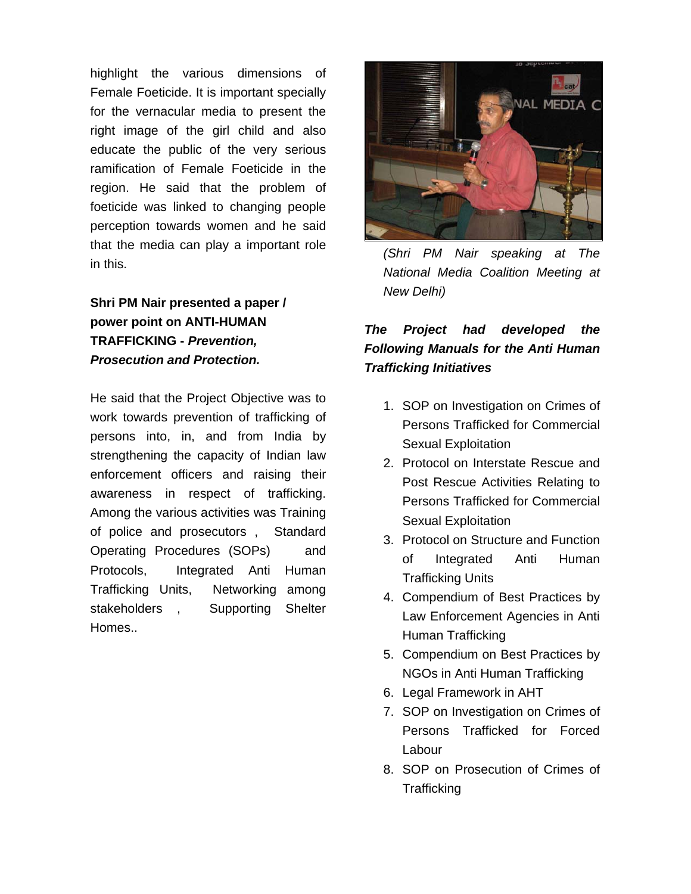highlight the various dimensions of Female Foeticide. It is important specially for the vernacular media to present the right image of the girl child and also educate the public of the very serious ramification of Female Foeticide in the region. He said that the problem of foeticide was linked to changing people perception towards women and he said that the media can play a important role in this.

**Shri PM Nair presented a paper / power point on ANTI-HUMAN TRAFFICKING - *Prevention, Prosecution and Protection.***

He said that the Project Objective was to work towards prevention of trafficking of persons into, in, and from India by strengthening the capacity of Indian law enforcement officers and raising their awareness in respect of trafficking. Among the various activities was Training of police and prosecutors , Standard Operating Procedures (SOPs) and Protocols, Integrated Anti Human Trafficking Units, Networking among stakeholders , Supporting Shelter Homes..

*(Shri PM Nair speaking at The National Media Coalition Meeting at New Delhi)*

***The Project had developed the Following Manuals for the Anti Human Trafficking Initiatives***

1. SOP on Investigation on Crimes of Persons Trafficked for Commercial Sexual Exploitation
2. Protocol on Interstate Rescue and Post Rescue Activities Relating to Persons Trafficked for Commercial Sexual Exploitation
3. Protocol on Structure and Function of Integrated Anti Human Trafficking Units
4. Compendium of Best Practices by Law Enforcement Agencies in Anti Human Trafficking
5. Compendium on Best Practices by NGOs in Anti Human Trafficking
6. Legal Framework in AHT
7. SOP on Investigation on Crimes of Persons Trafficked for Forced Labour
8. SOP on Prosecution of Crimes of Trafficking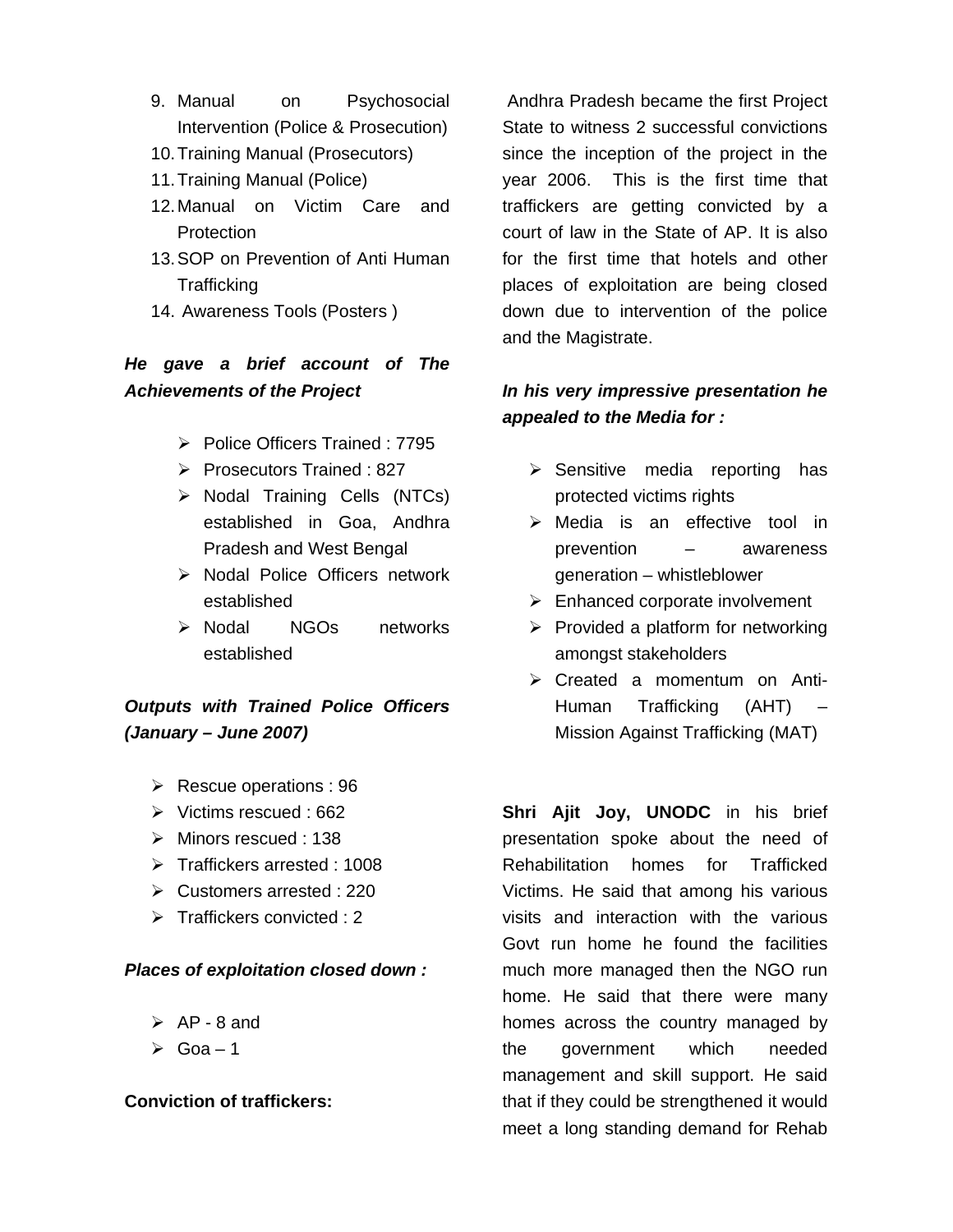9. Manual on Psychosocial Intervention (Police & Prosecution)
10. Training Manual (Prosecutors)
11. Training Manual (Police)
12. Manual on Victim Care and Protection
13. SOP on Prevention of Anti Human Trafficking
14. Awareness Tools (Posters )

***He gave a brief account of The Achievements of the Project***

- Police Officers Trained : 7795
- Prosecutors Trained : 827
- Nodal Training Cells (NTCs) established in Goa, Andhra Pradesh and West Bengal
- Nodal Police Officers network established
- Nodal NGOs networks established

***Outputs with Trained Police Officers (January – June 2007)***

- Rescue operations : 96
- Victims rescued : 662
- Minors rescued : 138
- Traffickers arrested : 1008
- Customers arrested : 220
- Traffickers convicted : 2

***Places of exploitation closed down :***

- AP - 8 and
- Goa – 1

**Conviction of traffickers:**

Andhra Pradesh became the first Project State to witness 2 successful convictions since the inception of the project in the year 2006. This is the first time that traffickers are getting convicted by a court of law in the State of AP. It is also for the first time that hotels and other places of exploitation are being closed down due to intervention of the police and the Magistrate.

***In his very impressive presentation he appealed to the Media for :***

- Sensitive media reporting has protected victims rights
- Media is an effective tool in prevention – awareness generation – whistleblower
- Enhanced corporate involvement
- Provided a platform for networking amongst stakeholders
- Created a momentum on Anti-Human Trafficking (AHT) – Mission Against Trafficking (MAT)

**Shri Ajit Joy, UNODC** in his brief presentation spoke about the need of Rehabilitation homes for Trafficked Victims. He said that among his various visits and interaction with the various Govt run home he found the facilities much more managed then the NGO run home. He said that there were many homes across the country managed by the government which needed management and skill support. He said that if they could be strengthened it would meet a long standing demand for Rehab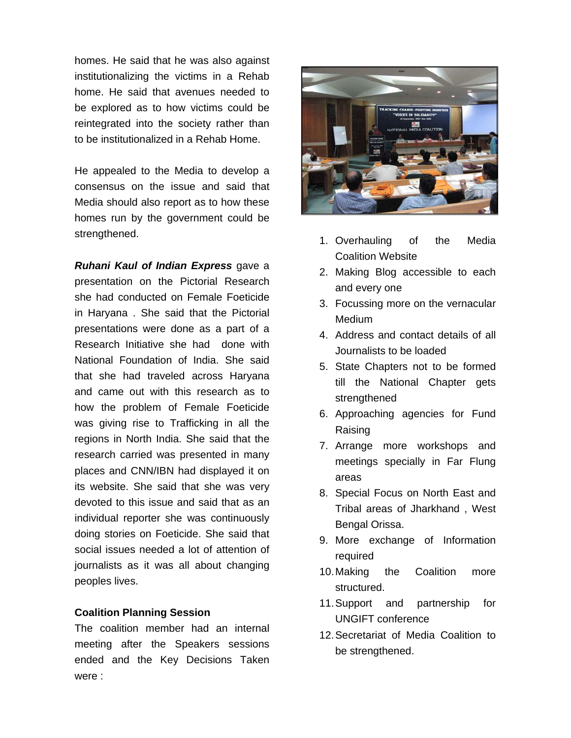homes. He said that he was also against institutionalizing the victims in a Rehab home. He said that avenues needed to be explored as to how victims could be reintegrated into the society rather than to be institutionalized in a Rehab Home.

He appealed to the Media to develop a consensus on the issue and said that Media should also report as to how these homes run by the government could be strengthened.

***Ruhani Kaul of Indian Express*** gave a presentation on the Pictorial Research she had conducted on Female Foeticide in Haryana . She said that the Pictorial presentations were done as a part of a Research Initiative she had done with National Foundation of India. She said that she had traveled across Haryana and came out with this research as to how the problem of Female Foeticide was giving rise to Trafficking in all the regions in North India. She said that the research carried was presented in many places and CNN/IBN had displayed it on its website. She said that she was very devoted to this issue and said that as an individual reporter she was continuously doing stories on Foeticide. She said that social issues needed a lot of attention of journalists as it was all about changing peoples lives.

**Coalition Planning Session**

The coalition member had an internal meeting after the Speakers sessions ended and the Key Decisions Taken were :

1. Overhauling of the Media Coalition Website
2. Making Blog accessible to each and every one
3. Focussing more on the vernacular Medium
4. Address and contact details of all Journalists to be loaded
5. State Chapters not to be formed till the National Chapter gets strengthened
6. Approaching agencies for Fund Raising
7. Arrange more workshops and meetings specially in Far Flung areas
8. Special Focus on North East and Tribal areas of Jharkhand , West Bengal Orissa.
9. More exchange of Information required
10. Making the Coalition more structured.
11. Support and partnership for UNGIFT conference
12. Secretariat of Media Coalition to be strengthened.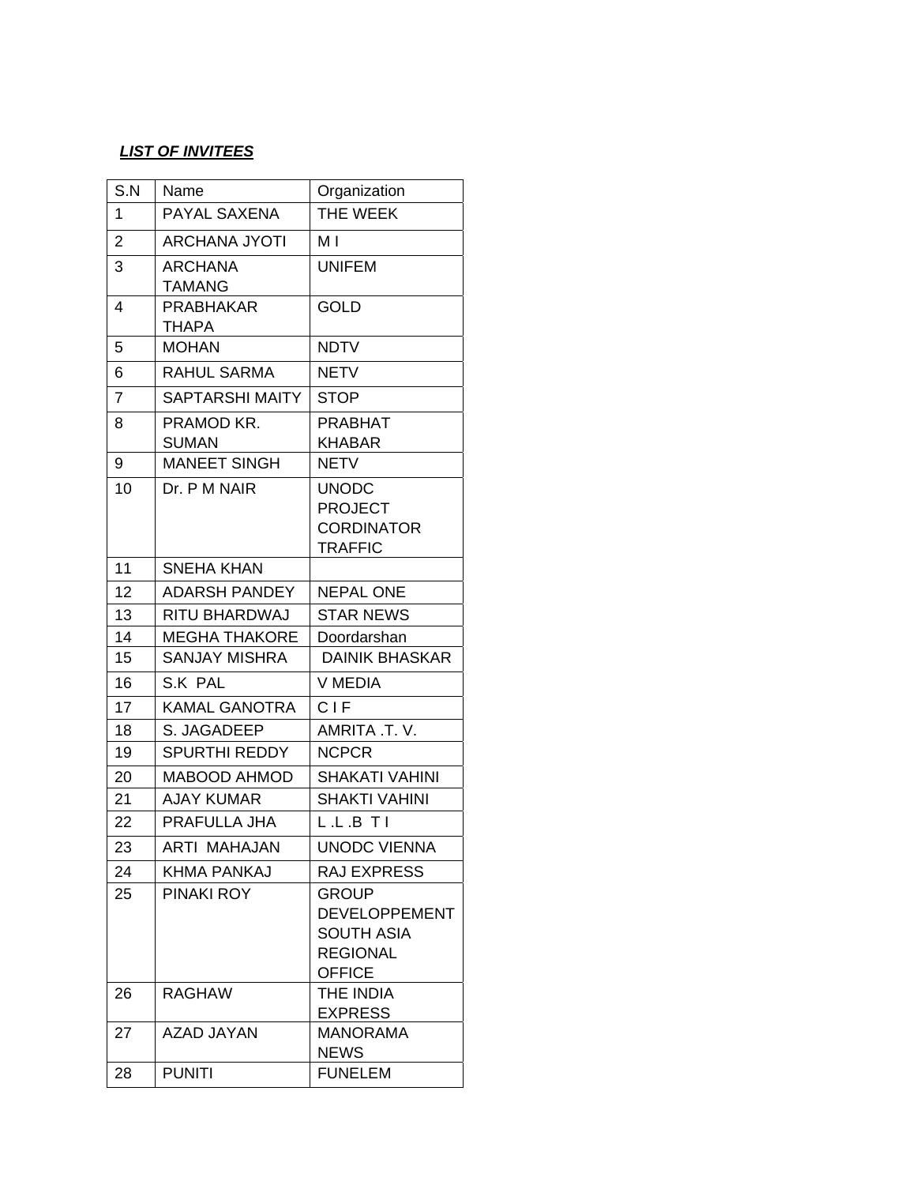***LIST OF INVITEES***

| S.N | Name | Organization |
|---|---|---|
| 1 | PAYAL SAXENA | THE WEEK |
| 2 | ARCHANA JYOTI | M I |
| 3 | ARCHANA TAMANG | UNIFEM |
| 4 | PRABHAKAR THAPA | GOLD |
| 5 | MOHAN | NDTV |
| 6 | RAHUL SARMA | NETV |
| 7 | SAPTARSHI MAITY | STOP |
| 8 | PRAMOD KR. SUMAN | PRABHAT KHABAR |
| 9 | MANEET SINGH | NETV |
| 10 | Dr. P M NAIR | UNODC PROJECT CORDINATOR TRAFFIC |
| 11 | SNEHA KHAN | |
| 12 | ADARSH PANDEY | NEPAL ONE |
| 13 | RITU BHARDWAJ | STAR NEWS |
| 14 | MEGHA THAKORE | Doordarshan |
| 15 | SANJAY MISHRA | DAINIK BHASKAR |
| 16 | S.K PAL | V MEDIA |
| 17 | KAMAL GANOTRA | C I F |
| 18 | S. JAGADEEP | AMRITA .T. V. |
| 19 | SPURTHI REDDY | NCPCR |
| 20 | MABOOD AHMOD | SHAKATI VAHINI |
| 21 | AJAY KUMAR | SHAKTI VAHINI |
| 22 | PRAFULLA JHA | L .L .B T I |
| 23 | ARTI MAHAJAN | UNODC VIENNA |
| 24 | KHMA PANKAJ | RAJ EXPRESS |
| 25 | PINAKI ROY | GROUP DEVELOPPEMENT SOUTH ASIA REGIONAL OFFICE |
| 26 | RAGHAW | THE INDIA EXPRESS |
| 27 | AZAD JAYAN | MANORAMA NEWS |
| 28 | PUNITI | FUNELEM |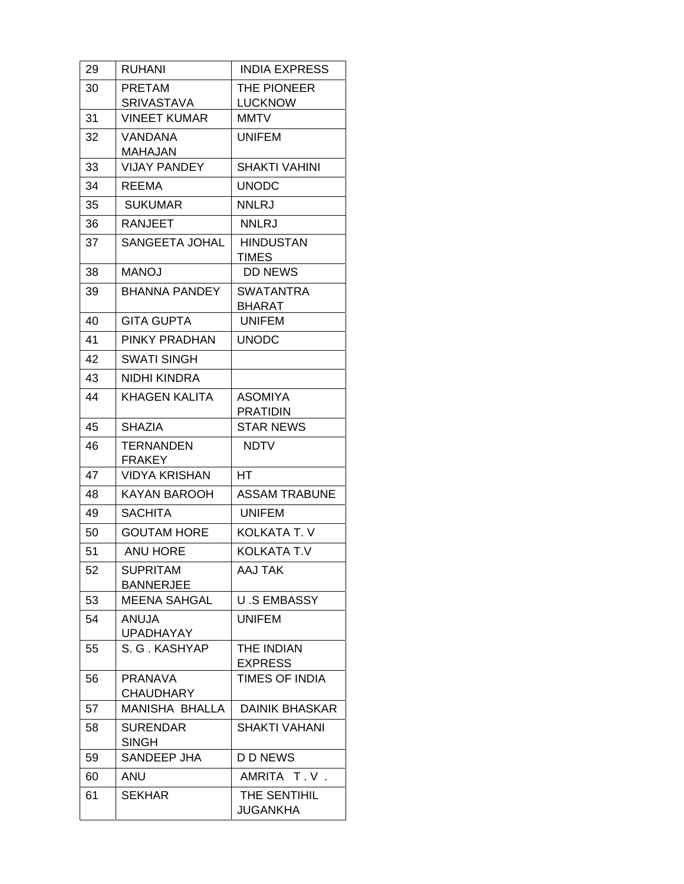| 29 | RUHANI | INDIA EXPRESS |
|---|---|---|
| 30 | PRETAM SRIVASTAVA | THE PIONEER LUCKNOW |
| 31 | VINEET KUMAR | MMTV |
| 32 | VANDANA MAHAJAN | UNIFEM |
| 33 | VIJAY PANDEY | SHAKTI VAHINI |
| 34 | REEMA | UNODC |
| 35 | SUKUMAR | NNLRJ |
| 36 | RANJEET | NNLRJ |
| 37 | SANGEETA JOHAL | HINDUSTAN TIMES |
| 38 | MANOJ | DD NEWS |
| 39 | BHANNA PANDEY | SWATANTRA BHARAT |
| 40 | GITA GUPTA | UNIFEM |
| 41 | PINKY PRADHAN | UNODC |
| 42 | SWATI SINGH | |
| 43 | NIDHI KINDRA | |
| 44 | KHAGEN KALITA | ASOMIYA PRATIDIN |
| 45 | SHAZIA | STAR NEWS |
| 46 | TERNANDEN FRAKEY | NDTV |
| 47 | VIDYA KRISHAN | HT |
| 48 | KAYAN BAROOH | ASSAM TRABUNE |
| 49 | SACHITA | UNIFEM |
| 50 | GOUTAM HORE | KOLKATA T. V |
| 51 | ANU HORE | KOLKATA T.V |
| 52 | SUPRITAM BANNERJEE | AAJ TAK |
| 53 | MEENA SAHGAL | U .S EMBASSY |
| 54 | ANUJA UPADHAYAY | UNIFEM |
| 55 | S. G . KASHYAP | THE INDIAN EXPRESS |
| 56 | PRANAVA CHAUDHARY | TIMES OF INDIA |
| 57 | MANISHA BHALLA | DAINIK BHASKAR |
| 58 | SURENDAR SINGH | SHAKTI VAHANI |
| 59 | SANDEEP JHA | D D NEWS |
| 60 | ANU | AMRITA T . V . |
| 61 | SEKHAR | THE SENTIHIL JUGANKHA |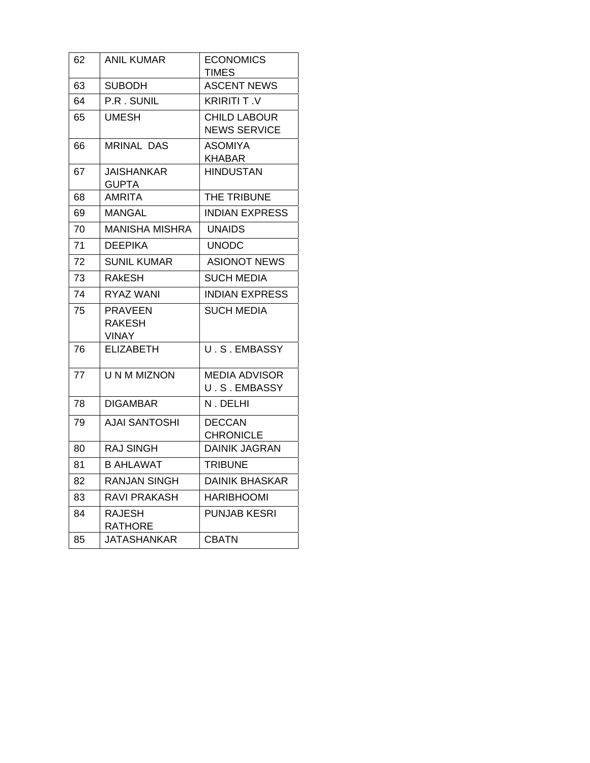| | | |
|---|---|---|
| 62 | ANIL KUMAR | ECONOMICS TIMES |
| 63 | SUBODH | ASCENT NEWS |
| 64 | P.R . SUNIL | KRIRITI T .V |
| 65 | UMESH | CHILD LABOUR NEWS SERVICE |
| 66 | MRINAL DAS | ASOMIYA KHABAR |
| 67 | JAISHANKAR GUPTA | HINDUSTAN |
| 68 | AMRITA | THE TRIBUNE |
| 69 | MANGAL | INDIAN EXPRESS |
| 70 | MANISHA MISHRA | UNAIDS |
| 71 | DEEPIKA | UNODC |
| 72 | SUNIL KUMAR | ASIONOT NEWS |
| 73 | RAkESH | SUCH MEDIA |
| 74 | RYAZ WANI | INDIAN EXPRESS |
| 75 | PRAVEEN RAKESH VINAY | SUCH MEDIA |
| 76 | ELIZABETH | U . S . EMBASSY |
| 77 | U N M MIZNON | MEDIA ADVISOR U . S . EMBASSY |
| 78 | DIGAMBAR | N . DELHI |
| 79 | AJAI SANTOSHI | DECCAN CHRONICLE |
| 80 | RAJ SINGH | DAINIK JAGRAN |
| 81 | B AHLAWAT | TRIBUNE |
| 82 | RANJAN SINGH | DAINIK BHASKAR |
| 83 | RAVI PRAKASH | HARIBHOOMI |
| 84 | RAJESH RATHORE | PUNJAB KESRI |
| 85 | JATASHANKAR | CBATN |